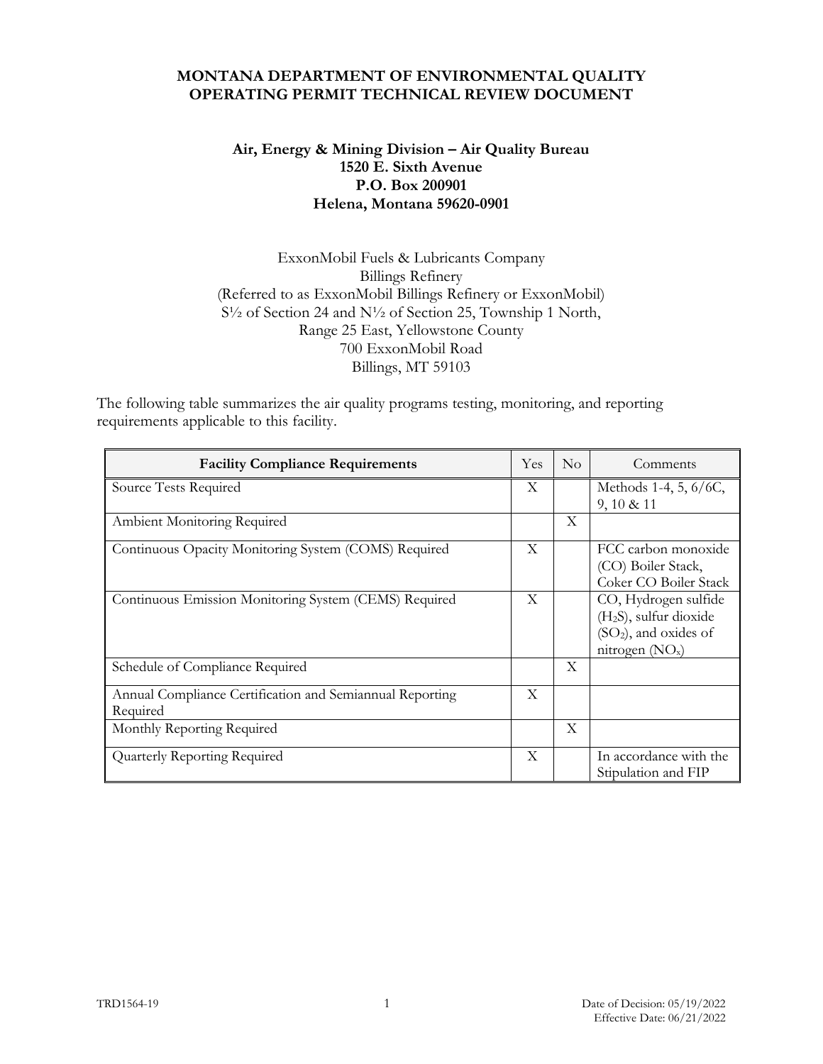# MONTANA DEPARTMENT OF ENVIRONMENTAL QUALITY OPERATING PERMIT TECHNICAL REVIEW DOCUMENT

## Air, Energy & Mining Division – Air Quality Bureau
**1520 E. Sixth Avenue**
**P.O. Box 200901**
**Helena, Montana 59620-0901**

ExxonMobil Fuels & Lubricants Company
Billings Refinery
(Referred to as ExxonMobil Billings Refinery or ExxonMobil)
S½ of Section 24 and N½ of Section 25, Township 1 North,
Range 25 East, Yellowstone County
700 ExxonMobil Road
Billings, MT 59103

The following table summarizes the air quality programs testing, monitoring, and reporting requirements applicable to this facility.

| Facility Compliance Requirements | Yes | No | Comments |
|---|---|---|---|
| Source Tests Required | X | | Methods 1-4, 5, 6/6C, 9, 10 & 11 |
| Ambient Monitoring Required | | X | |
| Continuous Opacity Monitoring System (COMS) Required | X | | FCC carbon monoxide (CO) Boiler Stack, Coker CO Boiler Stack |
| Continuous Emission Monitoring System (CEMS) Required | X | | CO, Hydrogen sulfide ($H_2S$), sulfur dioxide ($SO_2$), and oxides of nitrogen ($NO_x$) |
| Schedule of Compliance Required | | X | |
| Annual Compliance Certification and Semiannual Reporting Required | X | | |
| Monthly Reporting Required | | X | |
| Quarterly Reporting Required | X | | In accordance with the Stipulation and FIP |

TRD1564-19

Date of Decision: 05/19/2022
Effective Date: 06/21/2022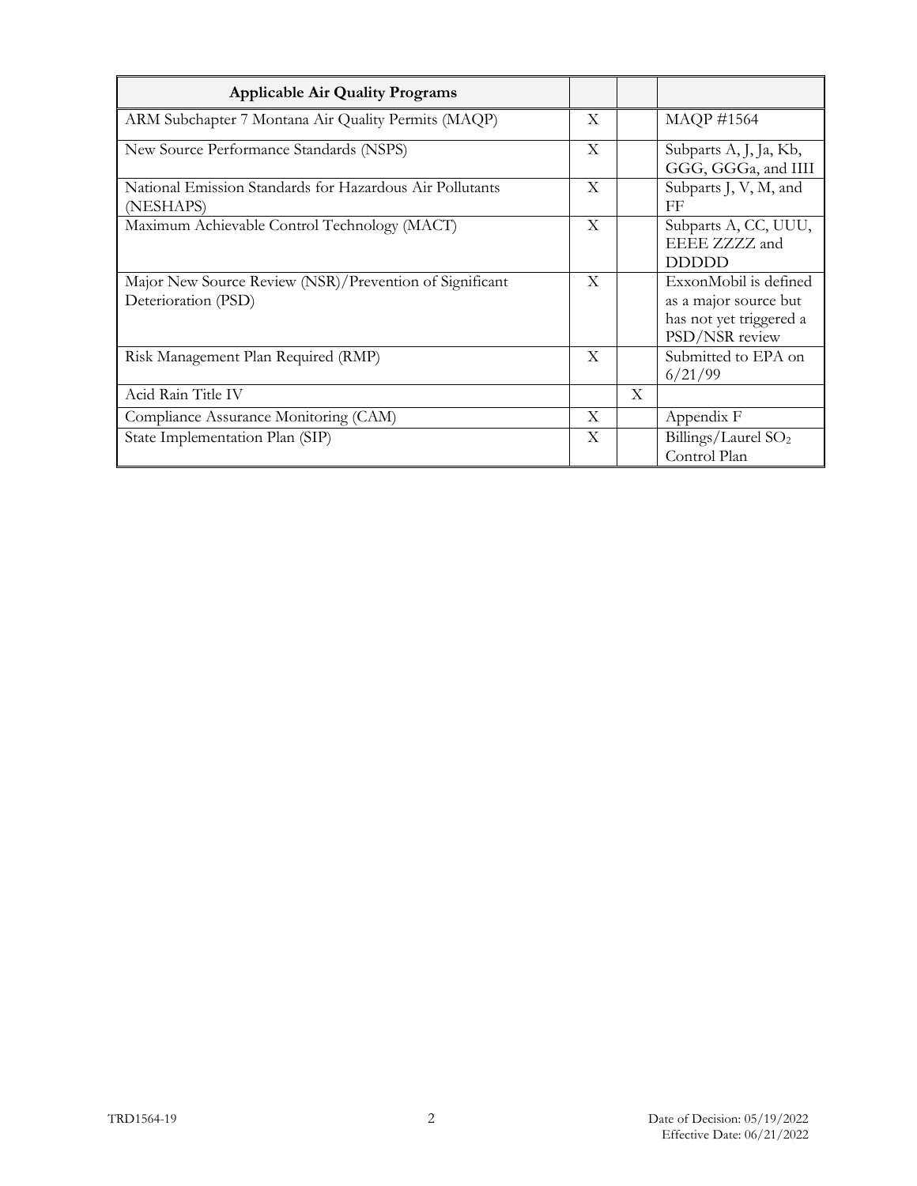| Applicable Air Quality Programs | | | |
|---|---|---|---|
| ARM Subchapter 7 Montana Air Quality Permits (MAQP) | X | | MAQP #1564 |
| New Source Performance Standards (NSPS) | X | | Subparts A, J, Ja, Kb, GGG, GGGa, and IIII |
| National Emission Standards for Hazardous Air Pollutants (NESHAPS) | X | | Subparts J, V, M, and FF |
| Maximum Achievable Control Technology (MACT) | X | | Subparts A, CC, UUU, EEEE ZZZZ and DDDDD |
| Major New Source Review (NSR)/Prevention of Significant Deterioration (PSD) | X | | ExxonMobil is defined as a major source but has not yet triggered a PSD/NSR review |
| Risk Management Plan Required (RMP) | X | | Submitted to EPA on 6/21/99 |
| Acid Rain Title IV | | X | |
| Compliance Assurance Monitoring (CAM) | X | | Appendix F |
| State Implementation Plan (SIP) | X | | Billings/Laurel $SO_2$ Control Plan |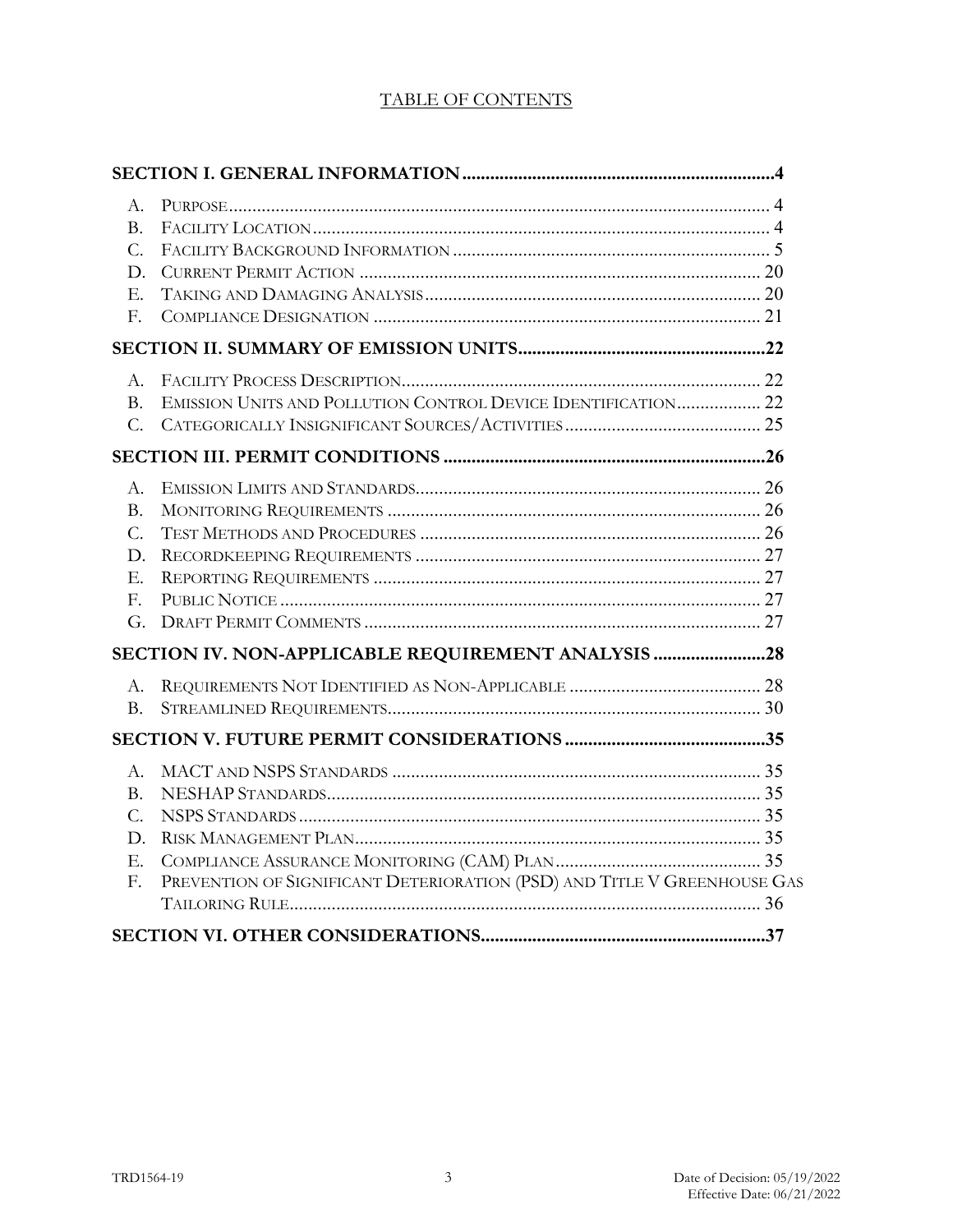# TABLE OF CONTENTS

**SECTION I. GENERAL INFORMATION ............................................................ 4**

A. PURPOSE ............................................................ 4
B. FACILITY LOCATION ............................................................ 4
C. FACILITY BACKGROUND INFORMATION ............................................................ 5
D. CURRENT PERMIT ACTION ............................................................ 20
E. TAKING AND DAMAGING ANALYSIS ............................................................ 20
F. COMPLIANCE DESIGNATION ............................................................ 21

**SECTION II. SUMMARY OF EMISSION UNITS ............................................................ 22**

A. FACILITY PROCESS DESCRIPTION ............................................................ 22
B. EMISSION UNITS AND POLLUTION CONTROL DEVICE IDENTIFICATION ............................................................ 22
C. CATEGORICALLY INSIGNIFICANT SOURCES/ACTIVITIES ............................................................ 25

**SECTION III. PERMIT CONDITIONS ............................................................ 26**

A. EMISSION LIMITS AND STANDARDS ............................................................ 26
B. MONITORING REQUIREMENTS ............................................................ 26
C. TEST METHODS AND PROCEDURES ............................................................ 26
D. RECORDKEEPING REQUIREMENTS ............................................................ 27
E. REPORTING REQUIREMENTS ............................................................ 27
F. PUBLIC NOTICE ............................................................ 27
G. DRAFT PERMIT COMMENTS ............................................................ 27

**SECTION IV. NON-APPLICABLE REQUIREMENT ANALYSIS ............................................................ 28**

A. REQUIREMENTS NOT IDENTIFIED AS NON-APPLICABLE ............................................................ 28
B. STREAMLINED REQUIREMENTS ............................................................ 30

**SECTION V. FUTURE PERMIT CONSIDERATIONS ............................................................ 35**

A. MACT AND NSPS STANDARDS ............................................................ 35
B. NESHAP STANDARDS ............................................................ 35
C. NSPS STANDARDS ............................................................ 35
D. RISK MANAGEMENT PLAN ............................................................ 35
E. COMPLIANCE ASSURANCE MONITORING (CAM) PLAN ............................................................ 35
F. PREVENTION OF SIGNIFICANT DETERIORATION (PSD) AND TITLE V GREENHOUSE GAS TAILORING RULE ............................................................ 36

**SECTION VI. OTHER CONSIDERATIONS ............................................................ 37**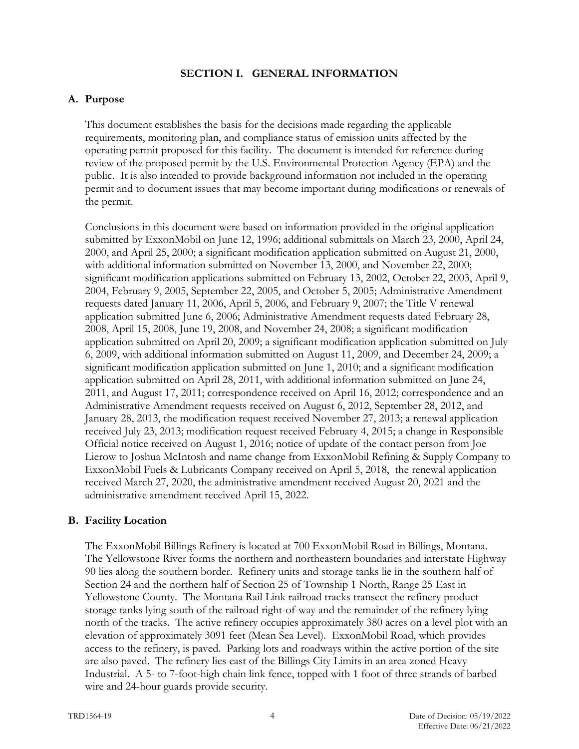# SECTION I. GENERAL INFORMATION

## A. Purpose

This document establishes the basis for the decisions made regarding the applicable requirements, monitoring plan, and compliance status of emission units affected by the operating permit proposed for this facility. The document is intended for reference during review of the proposed permit by the U.S. Environmental Protection Agency (EPA) and the public. It is also intended to provide background information not included in the operating permit and to document issues that may become important during modifications or renewals of the permit.

Conclusions in this document were based on information provided in the original application submitted by ExxonMobil on June 12, 1996; additional submittals on March 23, 2000, April 24, 2000, and April 25, 2000; a significant modification application submitted on August 21, 2000, with additional information submitted on November 13, 2000, and November 22, 2000; significant modification applications submitted on February 13, 2002, October 22, 2003, April 9, 2004, February 9, 2005, September 22, 2005, and October 5, 2005; Administrative Amendment requests dated January 11, 2006, April 5, 2006, and February 9, 2007; the Title V renewal application submitted June 6, 2006; Administrative Amendment requests dated February 28, 2008, April 15, 2008, June 19, 2008, and November 24, 2008; a significant modification application submitted on April 20, 2009; a significant modification application submitted on July 6, 2009, with additional information submitted on August 11, 2009, and December 24, 2009; a significant modification application submitted on June 1, 2010; and a significant modification application submitted on April 28, 2011, with additional information submitted on June 24, 2011, and August 17, 2011; correspondence received on April 16, 2012; correspondence and an Administrative Amendment requests received on August 6, 2012, September 28, 2012, and January 28, 2013, the modification request received November 27, 2013; a renewal application received July 23, 2013; modification request received February 4, 2015; a change in Responsible Official notice received on August 1, 2016; notice of update of the contact person from Joe Lierow to Joshua McIntosh and name change from ExxonMobil Refining & Supply Company to ExxonMobil Fuels & Lubricants Company received on April 5, 2018, the renewal application received March 27, 2020, the administrative amendment received August 20, 2021 and the administrative amendment received April 15, 2022.

## B. Facility Location

The ExxonMobil Billings Refinery is located at 700 ExxonMobil Road in Billings, Montana. The Yellowstone River forms the northern and northeastern boundaries and interstate Highway 90 lies along the southern border. Refinery units and storage tanks lie in the southern half of Section 24 and the northern half of Section 25 of Township 1 North, Range 25 East in Yellowstone County. The Montana Rail Link railroad tracks transect the refinery product storage tanks lying south of the railroad right-of-way and the remainder of the refinery lying north of the tracks. The active refinery occupies approximately 380 acres on a level plot with an elevation of approximately 3091 feet (Mean Sea Level). ExxonMobil Road, which provides access to the refinery, is paved. Parking lots and roadways within the active portion of the site are also paved. The refinery lies east of the Billings City Limits in an area zoned Heavy Industrial. A 5- to 7-foot-high chain link fence, topped with 1 foot of three strands of barbed wire and 24-hour guards provide security.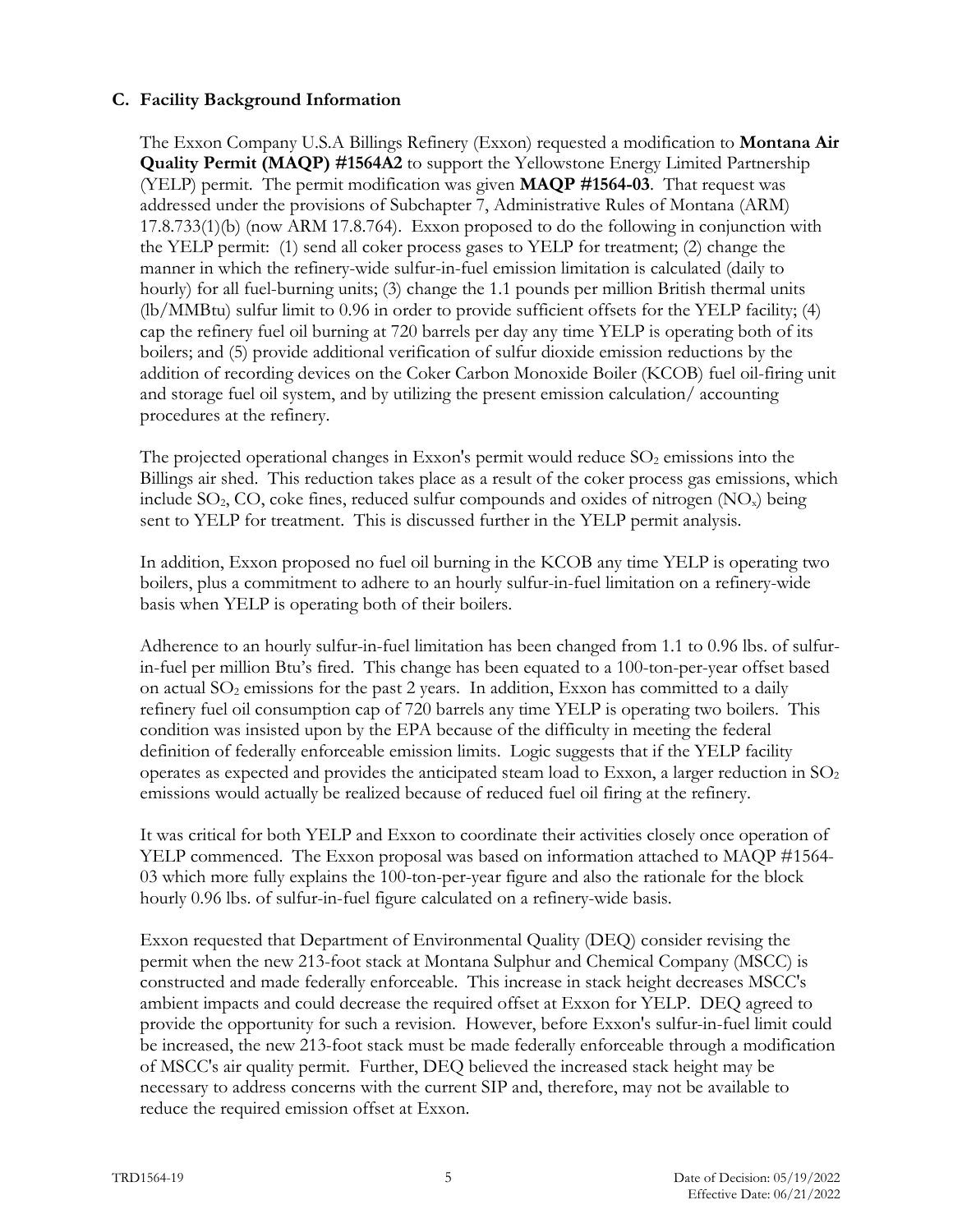### C. Facility Background Information

The Exxon Company U.S.A Billings Refinery (Exxon) requested a modification to **Montana Air Quality Permit (MAQP) #1564A2** to support the Yellowstone Energy Limited Partnership (YELP) permit. The permit modification was given **MAQP #1564-03**. That request was addressed under the provisions of Subchapter 7, Administrative Rules of Montana (ARM) 17.8.733(1)(b) (now ARM 17.8.764). Exxon proposed to do the following in conjunction with the YELP permit: (1) send all coker process gases to YELP for treatment; (2) change the manner in which the refinery-wide sulfur-in-fuel emission limitation is calculated (daily to hourly) for all fuel-burning units; (3) change the 1.1 pounds per million British thermal units (lb/MMBtu) sulfur limit to 0.96 in order to provide sufficient offsets for the YELP facility; (4) cap the refinery fuel oil burning at 720 barrels per day any time YELP is operating both of its boilers; and (5) provide additional verification of sulfur dioxide emission reductions by the addition of recording devices on the Coker Carbon Monoxide Boiler (KCOB) fuel oil-firing unit and storage fuel oil system, and by utilizing the present emission calculation/ accounting procedures at the refinery.

The projected operational changes in Exxon's permit would reduce $SO_2$ emissions into the Billings air shed. This reduction takes place as a result of the coker process gas emissions, which include $SO_2$, CO, coke fines, reduced sulfur compounds and oxides of nitrogen ($NO_x$) being sent to YELP for treatment. This is discussed further in the YELP permit analysis.

In addition, Exxon proposed no fuel oil burning in the KCOB any time YELP is operating two boilers, plus a commitment to adhere to an hourly sulfur-in-fuel limitation on a refinery-wide basis when YELP is operating both of their boilers.

Adherence to an hourly sulfur-in-fuel limitation has been changed from 1.1 to 0.96 lbs. of sulfur-in-fuel per million Btu's fired. This change has been equated to a 100-ton-per-year offset based on actual $SO_2$ emissions for the past 2 years. In addition, Exxon has committed to a daily refinery fuel oil consumption cap of 720 barrels any time YELP is operating two boilers. This condition was insisted upon by the EPA because of the difficulty in meeting the federal definition of federally enforceable emission limits. Logic suggests that if the YELP facility operates as expected and provides the anticipated steam load to Exxon, a larger reduction in $SO_2$ emissions would actually be realized because of reduced fuel oil firing at the refinery.

It was critical for both YELP and Exxon to coordinate their activities closely once operation of YELP commenced. The Exxon proposal was based on information attached to MAQP #1564-03 which more fully explains the 100-ton-per-year figure and also the rationale for the block hourly 0.96 lbs. of sulfur-in-fuel figure calculated on a refinery-wide basis.

Exxon requested that Department of Environmental Quality (DEQ) consider revising the permit when the new 213-foot stack at Montana Sulphur and Chemical Company (MSCC) is constructed and made federally enforceable. This increase in stack height decreases MSCC's ambient impacts and could decrease the required offset at Exxon for YELP. DEQ agreed to provide the opportunity for such a revision. However, before Exxon's sulfur-in-fuel limit could be increased, the new 213-foot stack must be made federally enforceable through a modification of MSCC's air quality permit. Further, DEQ believed the increased stack height may be necessary to address concerns with the current SIP and, therefore, may not be available to reduce the required emission offset at Exxon.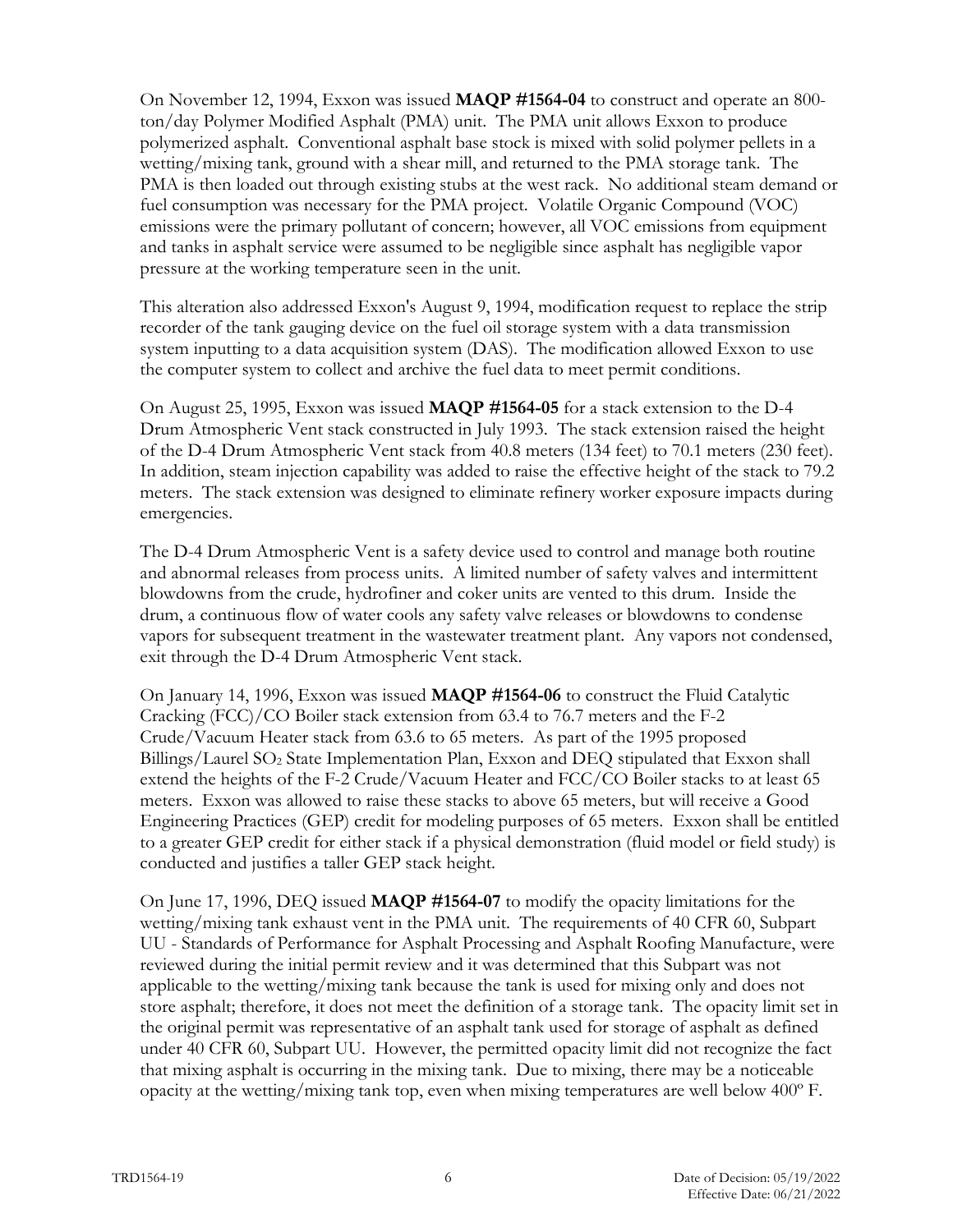On November 12, 1994, Exxon was issued **MAQP #1564-04** to construct and operate an 800-ton/day Polymer Modified Asphalt (PMA) unit. The PMA unit allows Exxon to produce polymerized asphalt. Conventional asphalt base stock is mixed with solid polymer pellets in a wetting/mixing tank, ground with a shear mill, and returned to the PMA storage tank. The PMA is then loaded out through existing stubs at the west rack. No additional steam demand or fuel consumption was necessary for the PMA project. Volatile Organic Compound (VOC) emissions were the primary pollutant of concern; however, all VOC emissions from equipment and tanks in asphalt service were assumed to be negligible since asphalt has negligible vapor pressure at the working temperature seen in the unit.

This alteration also addressed Exxon's August 9, 1994, modification request to replace the strip recorder of the tank gauging device on the fuel oil storage system with a data transmission system inputting to a data acquisition system (DAS). The modification allowed Exxon to use the computer system to collect and archive the fuel data to meet permit conditions.

On August 25, 1995, Exxon was issued **MAQP #1564-05** for a stack extension to the D-4 Drum Atmospheric Vent stack constructed in July 1993. The stack extension raised the height of the D-4 Drum Atmospheric Vent stack from 40.8 meters (134 feet) to 70.1 meters (230 feet). In addition, steam injection capability was added to raise the effective height of the stack to 79.2 meters. The stack extension was designed to eliminate refinery worker exposure impacts during emergencies.

The D-4 Drum Atmospheric Vent is a safety device used to control and manage both routine and abnormal releases from process units. A limited number of safety valves and intermittent blowdowns from the crude, hydrofiner and coker units are vented to this drum. Inside the drum, a continuous flow of water cools any safety valve releases or blowdowns to condense vapors for subsequent treatment in the wastewater treatment plant. Any vapors not condensed, exit through the D-4 Drum Atmospheric Vent stack.

On January 14, 1996, Exxon was issued **MAQP #1564-06** to construct the Fluid Catalytic Cracking (FCC)/CO Boiler stack extension from 63.4 to 76.7 meters and the F-2 Crude/Vacuum Heater stack from 63.6 to 65 meters. As part of the 1995 proposed Billings/Laurel $SO_2$ State Implementation Plan, Exxon and DEQ stipulated that Exxon shall extend the heights of the F-2 Crude/Vacuum Heater and FCC/CO Boiler stacks to at least 65 meters. Exxon was allowed to raise these stacks to above 65 meters, but will receive a Good Engineering Practices (GEP) credit for modeling purposes of 65 meters. Exxon shall be entitled to a greater GEP credit for either stack if a physical demonstration (fluid model or field study) is conducted and justifies a taller GEP stack height.

On June 17, 1996, DEQ issued **MAQP #1564-07** to modify the opacity limitations for the wetting/mixing tank exhaust vent in the PMA unit. The requirements of 40 CFR 60, Subpart UU - Standards of Performance for Asphalt Processing and Asphalt Roofing Manufacture, were reviewed during the initial permit review and it was determined that this Subpart was not applicable to the wetting/mixing tank because the tank is used for mixing only and does not store asphalt; therefore, it does not meet the definition of a storage tank. The opacity limit set in the original permit was representative of an asphalt tank used for storage of asphalt as defined under 40 CFR 60, Subpart UU. However, the permitted opacity limit did not recognize the fact that mixing asphalt is occurring in the mixing tank. Due to mixing, there may be a noticeable opacity at the wetting/mixing tank top, even when mixing temperatures are well below 400º F.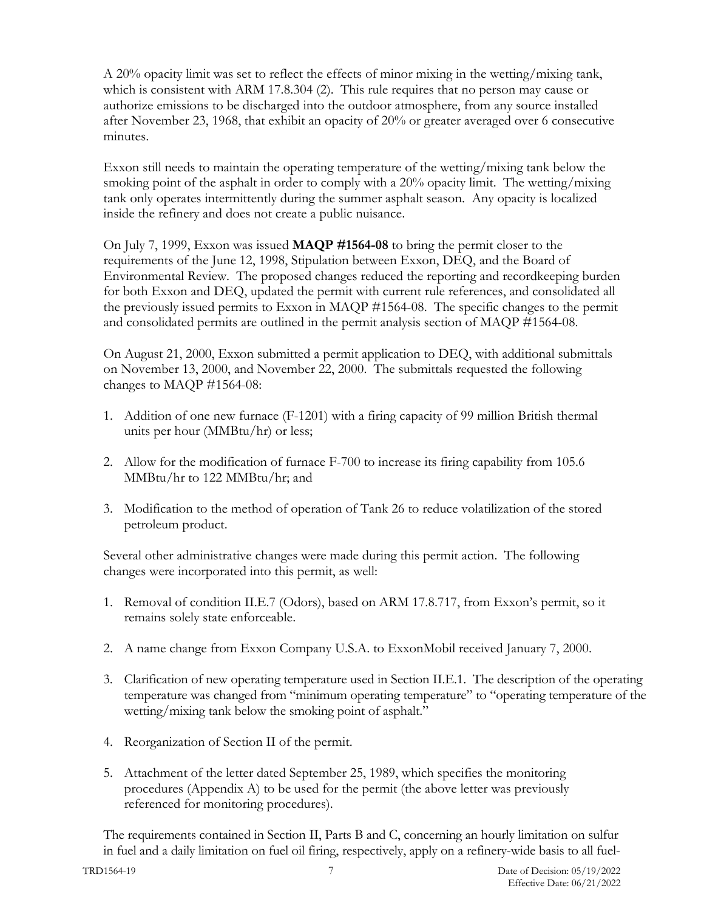A 20% opacity limit was set to reflect the effects of minor mixing in the wetting/mixing tank, which is consistent with ARM 17.8.304 (2). This rule requires that no person may cause or authorize emissions to be discharged into the outdoor atmosphere, from any source installed after November 23, 1968, that exhibit an opacity of 20% or greater averaged over 6 consecutive minutes.

Exxon still needs to maintain the operating temperature of the wetting/mixing tank below the smoking point of the asphalt in order to comply with a 20% opacity limit. The wetting/mixing tank only operates intermittently during the summer asphalt season. Any opacity is localized inside the refinery and does not create a public nuisance.

On July 7, 1999, Exxon was issued **MAQP #1564-08** to bring the permit closer to the requirements of the June 12, 1998, Stipulation between Exxon, DEQ, and the Board of Environmental Review. The proposed changes reduced the reporting and recordkeeping burden for both Exxon and DEQ, updated the permit with current rule references, and consolidated all the previously issued permits to Exxon in MAQP #1564-08. The specific changes to the permit and consolidated permits are outlined in the permit analysis section of MAQP #1564-08.

On August 21, 2000, Exxon submitted a permit application to DEQ, with additional submittals on November 13, 2000, and November 22, 2000. The submittals requested the following changes to MAQP #1564-08:

1. Addition of one new furnace (F-1201) with a firing capacity of 99 million British thermal units per hour (MMBtu/hr) or less;

2. Allow for the modification of furnace F-700 to increase its firing capability from 105.6 MMBtu/hr to 122 MMBtu/hr; and

3. Modification to the method of operation of Tank 26 to reduce volatilization of the stored petroleum product.

Several other administrative changes were made during this permit action. The following changes were incorporated into this permit, as well:

1. Removal of condition II.E.7 (Odors), based on ARM 17.8.717, from Exxon's permit, so it remains solely state enforceable.

2. A name change from Exxon Company U.S.A. to ExxonMobil received January 7, 2000.

3. Clarification of new operating temperature used in Section II.E.1. The description of the operating temperature was changed from "minimum operating temperature" to "operating temperature of the wetting/mixing tank below the smoking point of asphalt."

4. Reorganization of Section II of the permit.

5. Attachment of the letter dated September 25, 1989, which specifies the monitoring procedures (Appendix A) to be used for the permit (the above letter was previously referenced for monitoring procedures).

The requirements contained in Section II, Parts B and C, concerning an hourly limitation on sulfur in fuel and a daily limitation on fuel oil firing, respectively, apply on a refinery-wide basis to all fuel-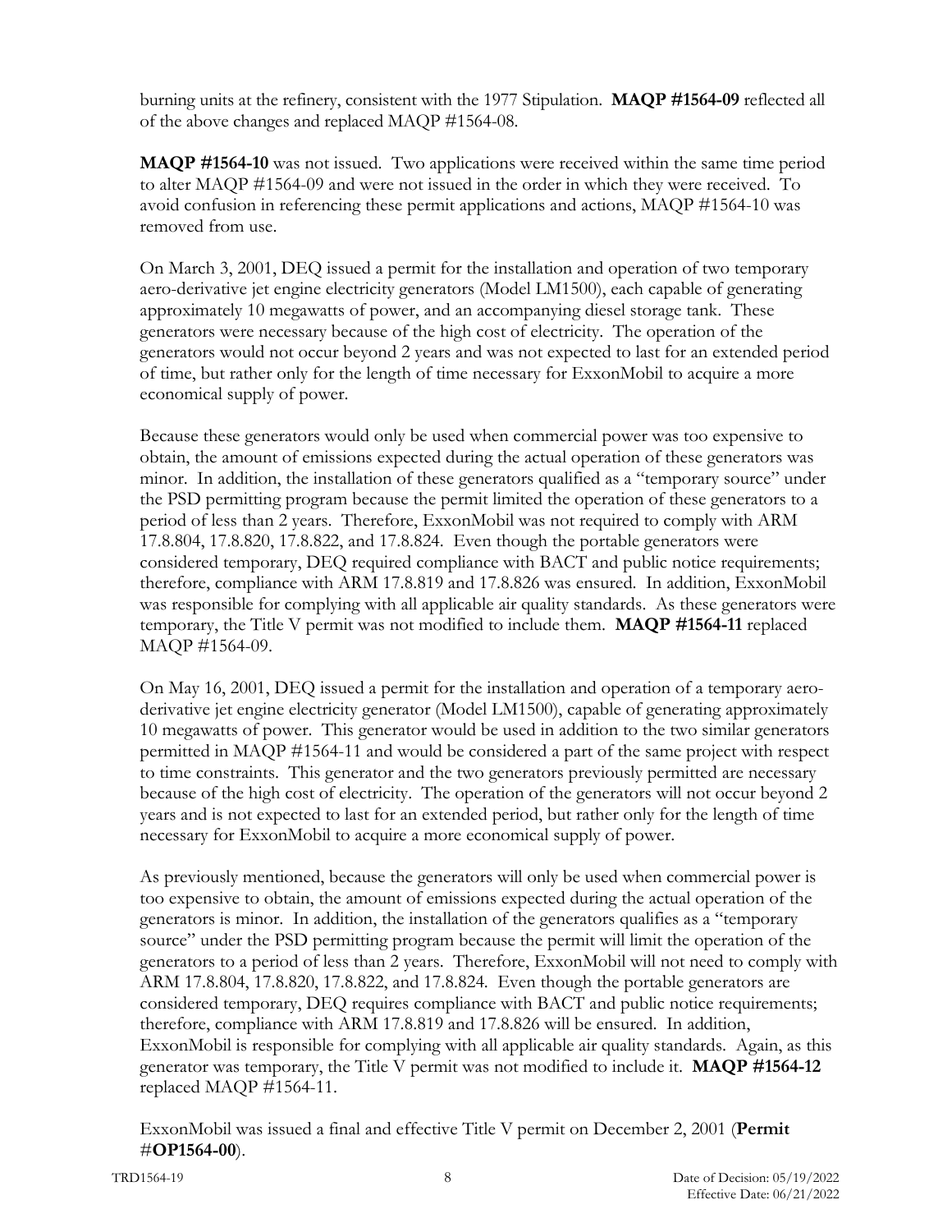burning units at the refinery, consistent with the 1977 Stipulation. **MAQP #1564-09** reflected all of the above changes and replaced MAQP #1564-08.

**MAQP #1564-10** was not issued. Two applications were received within the same time period to alter MAQP #1564-09 and were not issued in the order in which they were received. To avoid confusion in referencing these permit applications and actions, MAQP #1564-10 was removed from use.

On March 3, 2001, DEQ issued a permit for the installation and operation of two temporary aero-derivative jet engine electricity generators (Model LM1500), each capable of generating approximately 10 megawatts of power, and an accompanying diesel storage tank. These generators were necessary because of the high cost of electricity. The operation of the generators would not occur beyond 2 years and was not expected to last for an extended period of time, but rather only for the length of time necessary for ExxonMobil to acquire a more economical supply of power.

Because these generators would only be used when commercial power was too expensive to obtain, the amount of emissions expected during the actual operation of these generators was minor. In addition, the installation of these generators qualified as a "temporary source" under the PSD permitting program because the permit limited the operation of these generators to a period of less than 2 years. Therefore, ExxonMobil was not required to comply with ARM 17.8.804, 17.8.820, 17.8.822, and 17.8.824. Even though the portable generators were considered temporary, DEQ required compliance with BACT and public notice requirements; therefore, compliance with ARM 17.8.819 and 17.8.826 was ensured. In addition, ExxonMobil was responsible for complying with all applicable air quality standards. As these generators were temporary, the Title V permit was not modified to include them. **MAQP #1564-11** replaced MAQP #1564-09.

On May 16, 2001, DEQ issued a permit for the installation and operation of a temporary aero-derivative jet engine electricity generator (Model LM1500), capable of generating approximately 10 megawatts of power. This generator would be used in addition to the two similar generators permitted in MAQP #1564-11 and would be considered a part of the same project with respect to time constraints. This generator and the two generators previously permitted are necessary because of the high cost of electricity. The operation of the generators will not occur beyond 2 years and is not expected to last for an extended period, but rather only for the length of time necessary for ExxonMobil to acquire a more economical supply of power.

As previously mentioned, because the generators will only be used when commercial power is too expensive to obtain, the amount of emissions expected during the actual operation of the generators is minor. In addition, the installation of the generators qualifies as a "temporary source" under the PSD permitting program because the permit will limit the operation of the generators to a period of less than 2 years. Therefore, ExxonMobil will not need to comply with ARM 17.8.804, 17.8.820, 17.8.822, and 17.8.824. Even though the portable generators are considered temporary, DEQ requires compliance with BACT and public notice requirements; therefore, compliance with ARM 17.8.819 and 17.8.826 will be ensured. In addition, ExxonMobil is responsible for complying with all applicable air quality standards. Again, as this generator was temporary, the Title V permit was not modified to include it. **MAQP #1564-12** replaced MAQP #1564-11.

ExxonMobil was issued a final and effective Title V permit on December 2, 2001 (**Permit #OP1564-00**).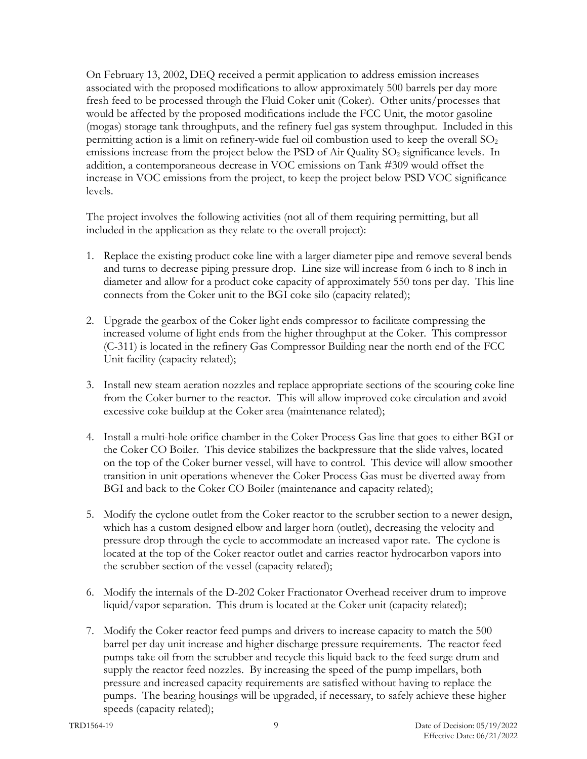On February 13, 2002, DEQ received a permit application to address emission increases associated with the proposed modifications to allow approximately 500 barrels per day more fresh feed to be processed through the Fluid Coker unit (Coker). Other units/processes that would be affected by the proposed modifications include the FCC Unit, the motor gasoline (mogas) storage tank throughputs, and the refinery fuel gas system throughput. Included in this permitting action is a limit on refinery-wide fuel oil combustion used to keep the overall $SO_2$ emissions increase from the project below the PSD of Air Quality $SO_2$ significance levels. In addition, a contemporaneous decrease in VOC emissions on Tank #309 would offset the increase in VOC emissions from the project, to keep the project below PSD VOC significance levels.

The project involves the following activities (not all of them requiring permitting, but all included in the application as they relate to the overall project):

1. Replace the existing product coke line with a larger diameter pipe and remove several bends and turns to decrease piping pressure drop. Line size will increase from 6 inch to 8 inch in diameter and allow for a product coke capacity of approximately 550 tons per day. This line connects from the Coker unit to the BGI coke silo (capacity related);

2. Upgrade the gearbox of the Coker light ends compressor to facilitate compressing the increased volume of light ends from the higher throughput at the Coker. This compressor (C-311) is located in the refinery Gas Compressor Building near the north end of the FCC Unit facility (capacity related);

3. Install new steam aeration nozzles and replace appropriate sections of the scouring coke line from the Coker burner to the reactor. This will allow improved coke circulation and avoid excessive coke buildup at the Coker area (maintenance related);

4. Install a multi-hole orifice chamber in the Coker Process Gas line that goes to either BGI or the Coker CO Boiler. This device stabilizes the backpressure that the slide valves, located on the top of the Coker burner vessel, will have to control. This device will allow smoother transition in unit operations whenever the Coker Process Gas must be diverted away from BGI and back to the Coker CO Boiler (maintenance and capacity related);

5. Modify the cyclone outlet from the Coker reactor to the scrubber section to a newer design, which has a custom designed elbow and larger horn (outlet), decreasing the velocity and pressure drop through the cycle to accommodate an increased vapor rate. The cyclone is located at the top of the Coker reactor outlet and carries reactor hydrocarbon vapors into the scrubber section of the vessel (capacity related);

6. Modify the internals of the D-202 Coker Fractionator Overhead receiver drum to improve liquid/vapor separation. This drum is located at the Coker unit (capacity related);

7. Modify the Coker reactor feed pumps and drivers to increase capacity to match the 500 barrel per day unit increase and higher discharge pressure requirements. The reactor feed pumps take oil from the scrubber and recycle this liquid back to the feed surge drum and supply the reactor feed nozzles. By increasing the speed of the pump impellars, both pressure and increased capacity requirements are satisfied without having to replace the pumps. The bearing housings will be upgraded, if necessary, to safely achieve these higher speeds (capacity related);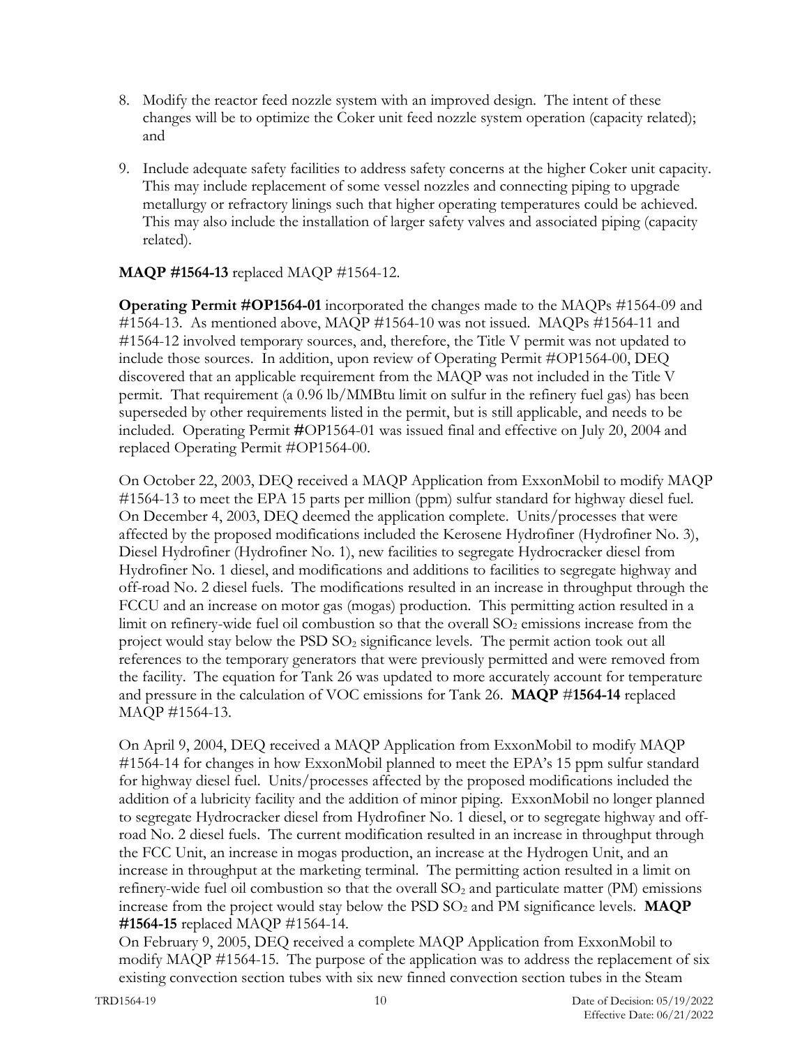8. Modify the reactor feed nozzle system with an improved design. The intent of these changes will be to optimize the Coker unit feed nozzle system operation (capacity related); and

9. Include adequate safety facilities to address safety concerns at the higher Coker unit capacity. This may include replacement of some vessel nozzles and connecting piping to upgrade metallurgy or refractory linings such that higher operating temperatures could be achieved. This may also include the installation of larger safety valves and associated piping (capacity related).

**MAQP #1564-13** replaced MAQP #1564-12.

**Operating Permit #OP1564-01** incorporated the changes made to the MAQPs #1564-09 and #1564-13. As mentioned above, MAQP #1564-10 was not issued. MAQPs #1564-11 and #1564-12 involved temporary sources, and, therefore, the Title V permit was not updated to include those sources. In addition, upon review of Operating Permit #OP1564-00, DEQ discovered that an applicable requirement from the MAQP was not included in the Title V permit. That requirement (a 0.96 lb/MMBtu limit on sulfur in the refinery fuel gas) has been superseded by other requirements listed in the permit, but is still applicable, and needs to be included. Operating Permit **#**OP1564-01 was issued final and effective on July 20, 2004 and replaced Operating Permit #OP1564-00.

On October 22, 2003, DEQ received a MAQP Application from ExxonMobil to modify MAQP #1564-13 to meet the EPA 15 parts per million (ppm) sulfur standard for highway diesel fuel. On December 4, 2003, DEQ deemed the application complete. Units/processes that were affected by the proposed modifications included the Kerosene Hydrofiner (Hydrofiner No. 3), Diesel Hydrofiner (Hydrofiner No. 1), new facilities to segregate Hydrocracker diesel from Hydrofiner No. 1 diesel, and modifications and additions to facilities to segregate highway and off-road No. 2 diesel fuels. The modifications resulted in an increase in throughput through the FCCU and an increase on motor gas (mogas) production. This permitting action resulted in a limit on refinery-wide fuel oil combustion so that the overall $SO_2$ emissions increase from the project would stay below the PSD $SO_2$ significance levels. The permit action took out all references to the temporary generators that were previously permitted and were removed from the facility. The equation for Tank 26 was updated to more accurately account for temperature and pressure in the calculation of VOC emissions for Tank 26. **MAQP #1564-14** replaced MAQP #1564-13.

On April 9, 2004, DEQ received a MAQP Application from ExxonMobil to modify MAQP #1564-14 for changes in how ExxonMobil planned to meet the EPA's 15 ppm sulfur standard for highway diesel fuel. Units/processes affected by the proposed modifications included the addition of a lubricity facility and the addition of minor piping. ExxonMobil no longer planned to segregate Hydrocracker diesel from Hydrofiner No. 1 diesel, or to segregate highway and off-road No. 2 diesel fuels. The current modification resulted in an increase in throughput through the FCC Unit, an increase in mogas production, an increase at the Hydrogen Unit, and an increase in throughput at the marketing terminal. The permitting action resulted in a limit on refinery-wide fuel oil combustion so that the overall $SO_2$ and particulate matter (PM) emissions increase from the project would stay below the PSD $SO_2$ and PM significance levels. **MAQP #1564-15** replaced MAQP #1564-14.

On February 9, 2005, DEQ received a complete MAQP Application from ExxonMobil to modify MAQP #1564-15. The purpose of the application was to address the replacement of six existing convection section tubes with six new finned convection section tubes in the Steam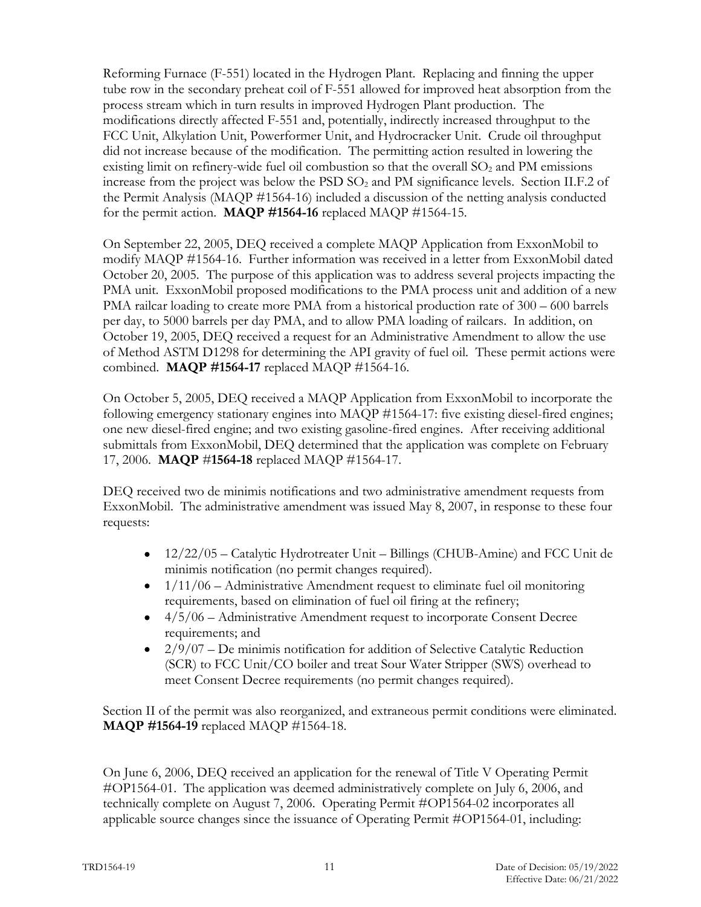Reforming Furnace (F-551) located in the Hydrogen Plant. Replacing and finning the upper tube row in the secondary preheat coil of F-551 allowed for improved heat absorption from the process stream which in turn results in improved Hydrogen Plant production. The modifications directly affected F-551 and, potentially, indirectly increased throughput to the FCC Unit, Alkylation Unit, Powerformer Unit, and Hydrocracker Unit. Crude oil throughput did not increase because of the modification. The permitting action resulted in lowering the existing limit on refinery-wide fuel oil combustion so that the overall $SO_2$ and PM emissions increase from the project was below the PSD $SO_2$ and PM significance levels. Section II.F.2 of the Permit Analysis (MAQP #1564-16) included a discussion of the netting analysis conducted for the permit action. **MAQP #1564-16** replaced MAQP #1564-15.

On September 22, 2005, DEQ received a complete MAQP Application from ExxonMobil to modify MAQP #1564-16. Further information was received in a letter from ExxonMobil dated October 20, 2005. The purpose of this application was to address several projects impacting the PMA unit. ExxonMobil proposed modifications to the PMA process unit and addition of a new PMA railcar loading to create more PMA from a historical production rate of 300 – 600 barrels per day, to 5000 barrels per day PMA, and to allow PMA loading of railcars. In addition, on October 19, 2005, DEQ received a request for an Administrative Amendment to allow the use of Method ASTM D1298 for determining the API gravity of fuel oil. These permit actions were combined. **MAQP #1564-17** replaced MAQP #1564-16.

On October 5, 2005, DEQ received a MAQP Application from ExxonMobil to incorporate the following emergency stationary engines into MAQP #1564-17: five existing diesel-fired engines; one new diesel-fired engine; and two existing gasoline-fired engines. After receiving additional submittals from ExxonMobil, DEQ determined that the application was complete on February 17, 2006. **MAQP #1564-18** replaced MAQP #1564-17.

DEQ received two de minimis notifications and two administrative amendment requests from ExxonMobil. The administrative amendment was issued May 8, 2007, in response to these four requests:

- 12/22/05 – Catalytic Hydrotreater Unit – Billings (CHUB-Amine) and FCC Unit de minimis notification (no permit changes required).
- 1/11/06 – Administrative Amendment request to eliminate fuel oil monitoring requirements, based on elimination of fuel oil firing at the refinery;
- 4/5/06 – Administrative Amendment request to incorporate Consent Decree requirements; and
- 2/9/07 – De minimis notification for addition of Selective Catalytic Reduction (SCR) to FCC Unit/CO boiler and treat Sour Water Stripper (SWS) overhead to meet Consent Decree requirements (no permit changes required).

Section II of the permit was also reorganized, and extraneous permit conditions were eliminated. **MAQP #1564-19** replaced MAQP #1564-18.

On June 6, 2006, DEQ received an application for the renewal of Title V Operating Permit #OP1564-01. The application was deemed administratively complete on July 6, 2006, and technically complete on August 7, 2006. Operating Permit #OP1564-02 incorporates all applicable source changes since the issuance of Operating Permit #OP1564-01, including: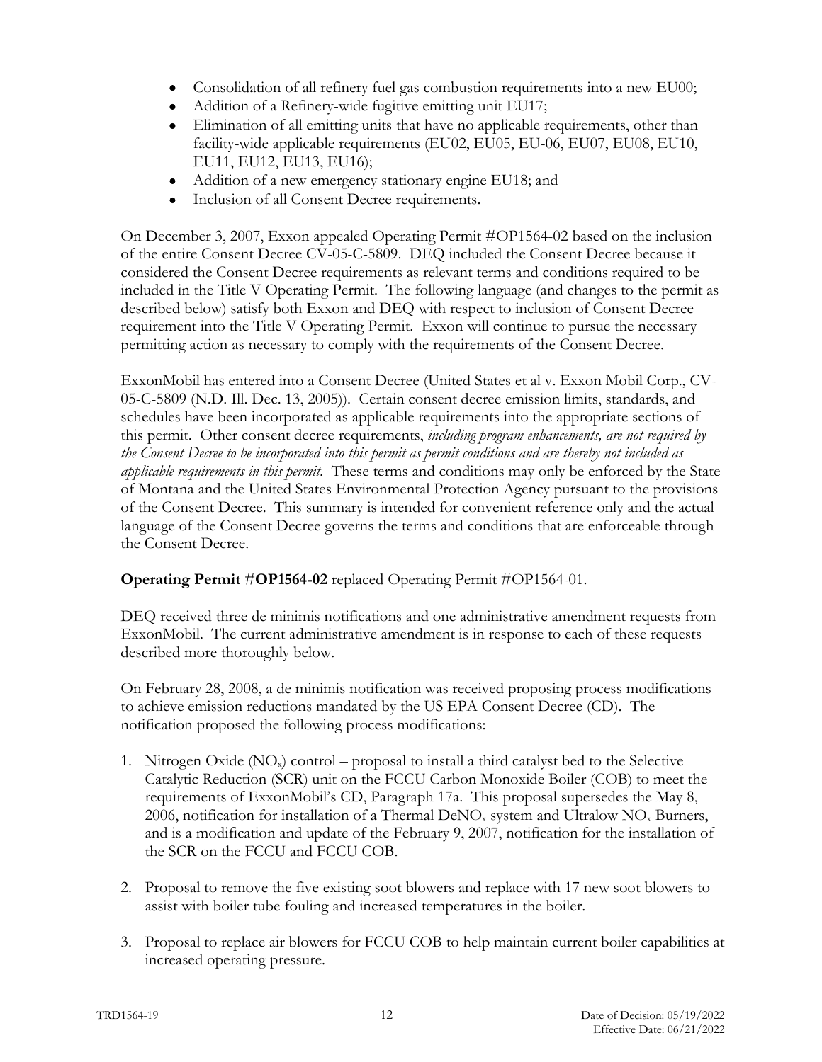- Consolidation of all refinery fuel gas combustion requirements into a new EU00;
- Addition of a Refinery-wide fugitive emitting unit EU17;
- Elimination of all emitting units that have no applicable requirements, other than facility-wide applicable requirements (EU02, EU05, EU-06, EU07, EU08, EU10, EU11, EU12, EU13, EU16);
- Addition of a new emergency stationary engine EU18; and
- Inclusion of all Consent Decree requirements.

On December 3, 2007, Exxon appealed Operating Permit #OP1564-02 based on the inclusion of the entire Consent Decree CV-05-C-5809. DEQ included the Consent Decree because it considered the Consent Decree requirements as relevant terms and conditions required to be included in the Title V Operating Permit. The following language (and changes to the permit as described below) satisfy both Exxon and DEQ with respect to inclusion of Consent Decree requirement into the Title V Operating Permit. Exxon will continue to pursue the necessary permitting action as necessary to comply with the requirements of the Consent Decree.

ExxonMobil has entered into a Consent Decree (United States et al v. Exxon Mobil Corp., CV-05-C-5809 (N.D. Ill. Dec. 13, 2005)). Certain consent decree emission limits, standards, and schedules have been incorporated as applicable requirements into the appropriate sections of this permit. Other consent decree requirements, *including program enhancements, are not required by the Consent Decree to be incorporated into this permit as permit conditions and are thereby not included as applicable requirements in this permit.* These terms and conditions may only be enforced by the State of Montana and the United States Environmental Protection Agency pursuant to the provisions of the Consent Decree. This summary is intended for convenient reference only and the actual language of the Consent Decree governs the terms and conditions that are enforceable through the Consent Decree.

**Operating Permit #OP1564-02** replaced Operating Permit #OP1564-01.

DEQ received three de minimis notifications and one administrative amendment requests from ExxonMobil. The current administrative amendment is in response to each of these requests described more thoroughly below.

On February 28, 2008, a de minimis notification was received proposing process modifications to achieve emission reductions mandated by the US EPA Consent Decree (CD). The notification proposed the following process modifications:

1. Nitrogen Oxide ($NO_x$) control – proposal to install a third catalyst bed to the Selective Catalytic Reduction (SCR) unit on the FCCU Carbon Monoxide Boiler (COB) to meet the requirements of ExxonMobil's CD, Paragraph 17a. This proposal supersedes the May 8, 2006, notification for installation of a Thermal $DeNO_x$ system and Ultralow $NO_x$ Burners, and is a modification and update of the February 9, 2007, notification for the installation of the SCR on the FCCU and FCCU COB.

2. Proposal to remove the five existing soot blowers and replace with 17 new soot blowers to assist with boiler tube fouling and increased temperatures in the boiler.

3. Proposal to replace air blowers for FCCU COB to help maintain current boiler capabilities at increased operating pressure.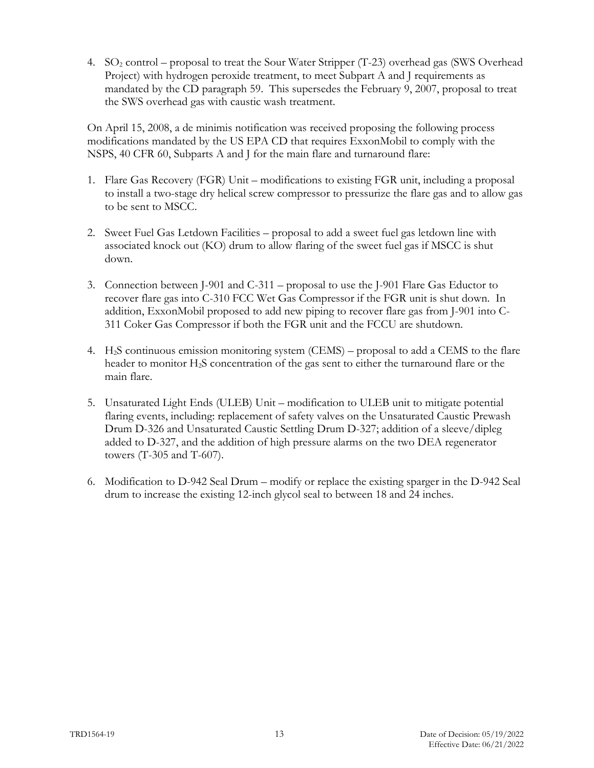4. $SO_2$ control – proposal to treat the Sour Water Stripper (T-23) overhead gas (SWS Overhead Project) with hydrogen peroxide treatment, to meet Subpart A and J requirements as mandated by the CD paragraph 59. This supersedes the February 9, 2007, proposal to treat the SWS overhead gas with caustic wash treatment.

On April 15, 2008, a de minimis notification was received proposing the following process modifications mandated by the US EPA CD that requires ExxonMobil to comply with the NSPS, 40 CFR 60, Subparts A and J for the main flare and turnaround flare:

1. Flare Gas Recovery (FGR) Unit – modifications to existing FGR unit, including a proposal to install a two-stage dry helical screw compressor to pressurize the flare gas and to allow gas to be sent to MSCC.

2. Sweet Fuel Gas Letdown Facilities – proposal to add a sweet fuel gas letdown line with associated knock out (KO) drum to allow flaring of the sweet fuel gas if MSCC is shut down.

3. Connection between J-901 and C-311 – proposal to use the J-901 Flare Gas Eductor to recover flare gas into C-310 FCC Wet Gas Compressor if the FGR unit is shut down. In addition, ExxonMobil proposed to add new piping to recover flare gas from J-901 into C-311 Coker Gas Compressor if both the FGR unit and the FCCU are shutdown.

4. $H_2S$ continuous emission monitoring system (CEMS) – proposal to add a CEMS to the flare header to monitor $H_2S$ concentration of the gas sent to either the turnaround flare or the main flare.

5. Unsaturated Light Ends (ULEB) Unit – modification to ULEB unit to mitigate potential flaring events, including: replacement of safety valves on the Unsaturated Caustic Prewash Drum D-326 and Unsaturated Caustic Settling Drum D-327; addition of a sleeve/dipleg added to D-327, and the addition of high pressure alarms on the two DEA regenerator towers (T-305 and T-607).

6. Modification to D-942 Seal Drum – modify or replace the existing sparger in the D-942 Seal drum to increase the existing 12-inch glycol seal to between 18 and 24 inches.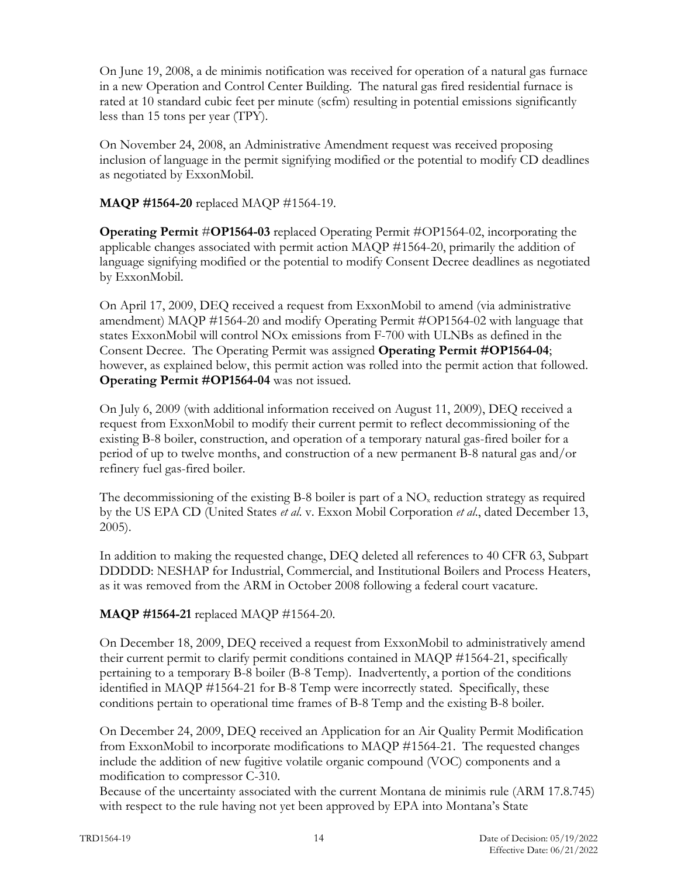On June 19, 2008, a de minimis notification was received for operation of a natural gas furnace in a new Operation and Control Center Building. The natural gas fired residential furnace is rated at 10 standard cubic feet per minute (scfm) resulting in potential emissions significantly less than 15 tons per year (TPY).

On November 24, 2008, an Administrative Amendment request was received proposing inclusion of language in the permit signifying modified or the potential to modify CD deadlines as negotiated by ExxonMobil.

**MAQP #1564-20** replaced MAQP #1564-19.

**Operating Permit** #**OP1564-03** replaced Operating Permit #OP1564-02, incorporating the applicable changes associated with permit action MAQP #1564-20, primarily the addition of language signifying modified or the potential to modify Consent Decree deadlines as negotiated by ExxonMobil.

On April 17, 2009, DEQ received a request from ExxonMobil to amend (via administrative amendment) MAQP #1564-20 and modify Operating Permit #OP1564-02 with language that states ExxonMobil will control NOx emissions from F-700 with ULNBs as defined in the Consent Decree. The Operating Permit was assigned **Operating Permit #OP1564-04**; however, as explained below, this permit action was rolled into the permit action that followed. **Operating Permit #OP1564-04** was not issued.

On July 6, 2009 (with additional information received on August 11, 2009), DEQ received a request from ExxonMobil to modify their current permit to reflect decommissioning of the existing B-8 boiler, construction, and operation of a temporary natural gas-fired boiler for a period of up to twelve months, and construction of a new permanent B-8 natural gas and/or refinery fuel gas-fired boiler.

The decommissioning of the existing B-8 boiler is part of a $NO_x$ reduction strategy as required by the US EPA CD (United States *et al*. v. Exxon Mobil Corporation *et al*., dated December 13, 2005).

In addition to making the requested change, DEQ deleted all references to 40 CFR 63, Subpart DDDDD: NESHAP for Industrial, Commercial, and Institutional Boilers and Process Heaters, as it was removed from the ARM in October 2008 following a federal court vacature.

**MAQP #1564-21** replaced MAQP #1564-20.

On December 18, 2009, DEQ received a request from ExxonMobil to administratively amend their current permit to clarify permit conditions contained in MAQP #1564-21, specifically pertaining to a temporary B-8 boiler (B-8 Temp). Inadvertently, a portion of the conditions identified in MAQP #1564-21 for B-8 Temp were incorrectly stated. Specifically, these conditions pertain to operational time frames of B-8 Temp and the existing B-8 boiler.

On December 24, 2009, DEQ received an Application for an Air Quality Permit Modification from ExxonMobil to incorporate modifications to MAQP #1564-21. The requested changes include the addition of new fugitive volatile organic compound (VOC) components and a modification to compressor C-310.
Because of the uncertainty associated with the current Montana de minimis rule (ARM 17.8.745) with respect to the rule having not yet been approved by EPA into Montana's State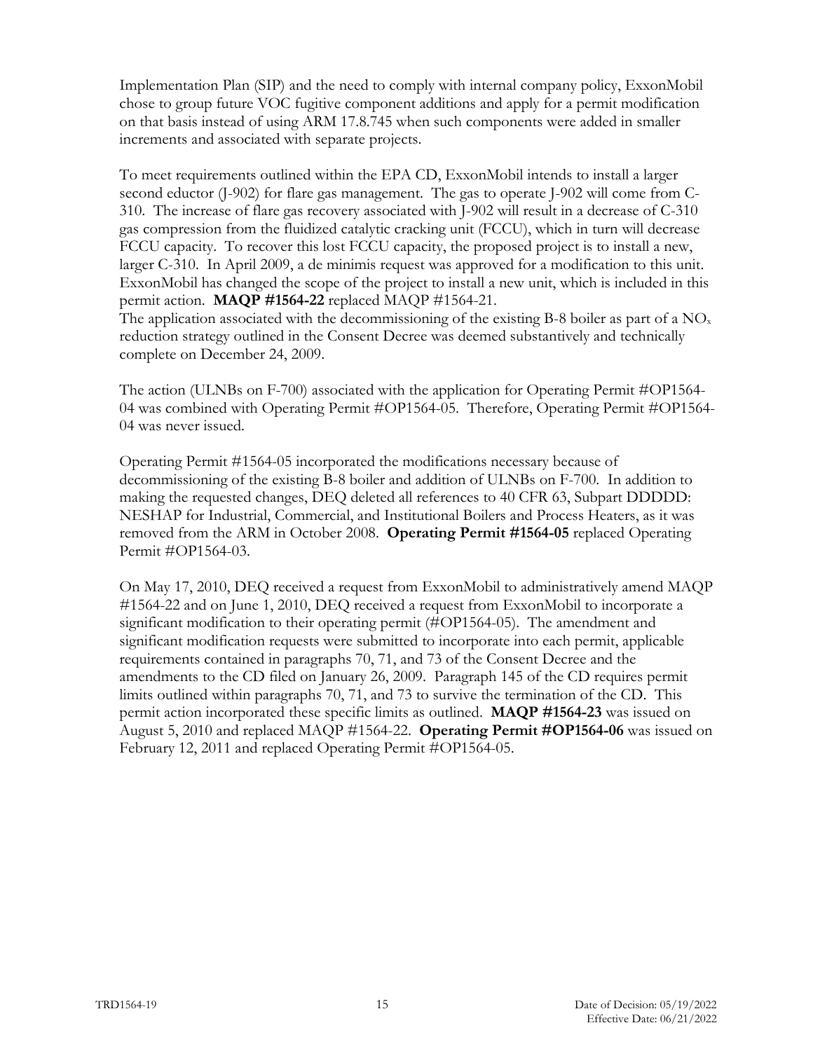Implementation Plan (SIP) and the need to comply with internal company policy, ExxonMobil chose to group future VOC fugitive component additions and apply for a permit modification on that basis instead of using ARM 17.8.745 when such components were added in smaller increments and associated with separate projects.

To meet requirements outlined within the EPA CD, ExxonMobil intends to install a larger second eductor (J-902) for flare gas management. The gas to operate J-902 will come from C-310. The increase of flare gas recovery associated with J-902 will result in a decrease of C-310 gas compression from the fluidized catalytic cracking unit (FCCU), which in turn will decrease FCCU capacity. To recover this lost FCCU capacity, the proposed project is to install a new, larger C-310. In April 2009, a de minimis request was approved for a modification to this unit. ExxonMobil has changed the scope of the project to install a new unit, which is included in this permit action. **MAQP #1564-22** replaced MAQP #1564-21.

The application associated with the decommissioning of the existing B-8 boiler as part of a $NO_x$ reduction strategy outlined in the Consent Decree was deemed substantively and technically complete on December 24, 2009.

The action (ULNBs on F-700) associated with the application for Operating Permit #OP1564-04 was combined with Operating Permit #OP1564-05. Therefore, Operating Permit #OP1564-04 was never issued.

Operating Permit #1564-05 incorporated the modifications necessary because of decommissioning of the existing B-8 boiler and addition of ULNBs on F-700. In addition to making the requested changes, DEQ deleted all references to 40 CFR 63, Subpart DDDDD: NESHAP for Industrial, Commercial, and Institutional Boilers and Process Heaters, as it was removed from the ARM in October 2008. **Operating Permit #1564-05** replaced Operating Permit #OP1564-03.

On May 17, 2010, DEQ received a request from ExxonMobil to administratively amend MAQP #1564-22 and on June 1, 2010, DEQ received a request from ExxonMobil to incorporate a significant modification to their operating permit (#OP1564-05). The amendment and significant modification requests were submitted to incorporate into each permit, applicable requirements contained in paragraphs 70, 71, and 73 of the Consent Decree and the amendments to the CD filed on January 26, 2009. Paragraph 145 of the CD requires permit limits outlined within paragraphs 70, 71, and 73 to survive the termination of the CD. This permit action incorporated these specific limits as outlined. **MAQP #1564-23** was issued on August 5, 2010 and replaced MAQP #1564-22. **Operating Permit #OP1564-06** was issued on February 12, 2011 and replaced Operating Permit #OP1564-05.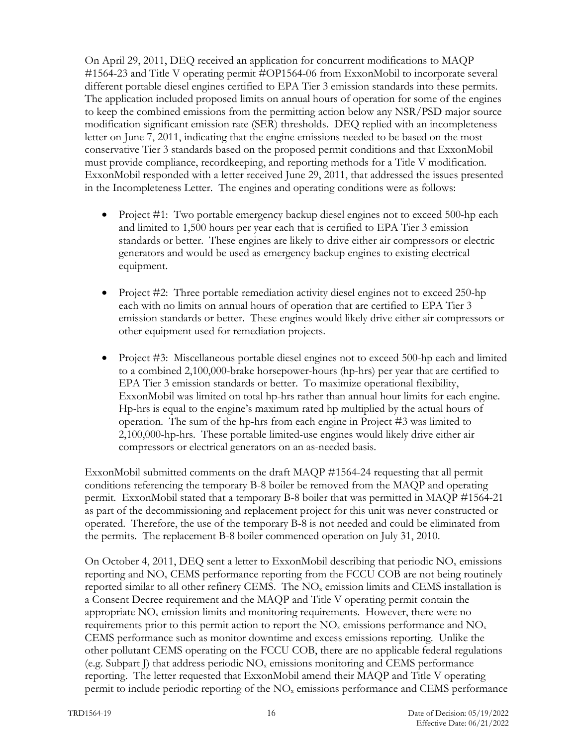On April 29, 2011, DEQ received an application for concurrent modifications to MAQP #1564-23 and Title V operating permit #OP1564-06 from ExxonMobil to incorporate several different portable diesel engines certified to EPA Tier 3 emission standards into these permits. The application included proposed limits on annual hours of operation for some of the engines to keep the combined emissions from the permitting action below any NSR/PSD major source modification significant emission rate (SER) thresholds. DEQ replied with an incompleteness letter on June 7, 2011, indicating that the engine emissions needed to be based on the most conservative Tier 3 standards based on the proposed permit conditions and that ExxonMobil must provide compliance, recordkeeping, and reporting methods for a Title V modification. ExxonMobil responded with a letter received June 29, 2011, that addressed the issues presented in the Incompleteness Letter. The engines and operating conditions were as follows:

- Project #1: Two portable emergency backup diesel engines not to exceed 500-hp each and limited to 1,500 hours per year each that is certified to EPA Tier 3 emission standards or better. These engines are likely to drive either air compressors or electric generators and would be used as emergency backup engines to existing electrical equipment.

- Project #2: Three portable remediation activity diesel engines not to exceed 250-hp each with no limits on annual hours of operation that are certified to EPA Tier 3 emission standards or better. These engines would likely drive either air compressors or other equipment used for remediation projects.

- Project #3: Miscellaneous portable diesel engines not to exceed 500-hp each and limited to a combined 2,100,000-brake horsepower-hours (hp-hrs) per year that are certified to EPA Tier 3 emission standards or better. To maximize operational flexibility, ExxonMobil was limited on total hp-hrs rather than annual hour limits for each engine. Hp-hrs is equal to the engine's maximum rated hp multiplied by the actual hours of operation. The sum of the hp-hrs from each engine in Project #3 was limited to 2,100,000-hp-hrs. These portable limited-use engines would likely drive either air compressors or electrical generators on an as-needed basis.

ExxonMobil submitted comments on the draft MAQP #1564-24 requesting that all permit conditions referencing the temporary B-8 boiler be removed from the MAQP and operating permit. ExxonMobil stated that a temporary B-8 boiler that was permitted in MAQP #1564-21 as part of the decommissioning and replacement project for this unit was never constructed or operated. Therefore, the use of the temporary B-8 is not needed and could be eliminated from the permits. The replacement B-8 boiler commenced operation on July 31, 2010.

On October 4, 2011, DEQ sent a letter to ExxonMobil describing that periodic $NO_x$ emissions reporting and $NO_x$ CEMS performance reporting from the FCCU COB are not being routinely reported similar to all other refinery CEMS. The $NO_x$ emission limits and CEMS installation is a Consent Decree requirement and the MAQP and Title V operating permit contain the appropriate $NO_x$ emission limits and monitoring requirements. However, there were no requirements prior to this permit action to report the $NO_x$ emissions performance and $NO_x$ CEMS performance such as monitor downtime and excess emissions reporting. Unlike the other pollutant CEMS operating on the FCCU COB, there are no applicable federal regulations (e.g. Subpart J) that address periodic $NO_x$ emissions monitoring and CEMS performance reporting. The letter requested that ExxonMobil amend their MAQP and Title V operating permit to include periodic reporting of the $NO_x$ emissions performance and CEMS performance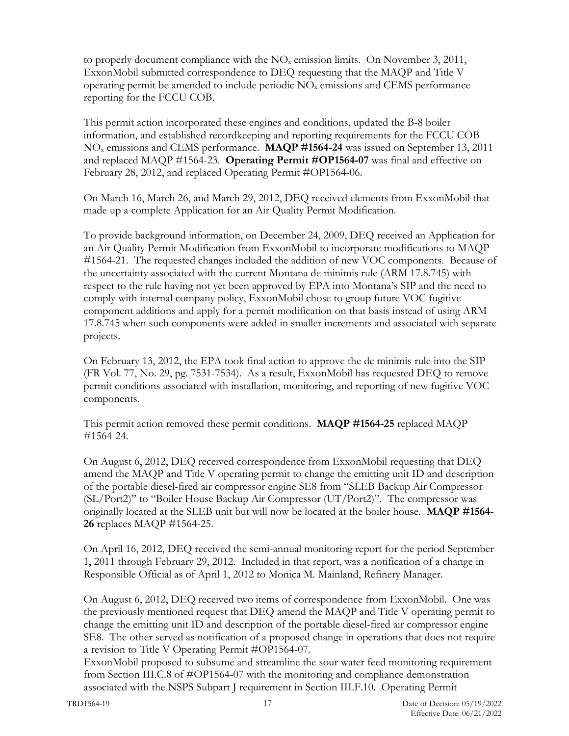to properly document compliance with the $NO_x$ emission limits. On November 3, 2011, ExxonMobil submitted correspondence to DEQ requesting that the MAQP and Title V operating permit be amended to include periodic $NO_x$ emissions and CEMS performance reporting for the FCCU COB.

This permit action incorporated these engines and conditions, updated the B-8 boiler information, and established recordkeeping and reporting requirements for the FCCU COB $NO_x$ emissions and CEMS performance. **MAQP #1564-24** was issued on September 13, 2011 and replaced MAQP #1564-23. **Operating Permit #OP1564-07** was final and effective on February 28, 2012, and replaced Operating Permit #OP1564-06.

On March 16, March 26, and March 29, 2012, DEQ received elements from ExxonMobil that made up a complete Application for an Air Quality Permit Modification.

To provide background information, on December 24, 2009, DEQ received an Application for an Air Quality Permit Modification from ExxonMobil to incorporate modifications to MAQP #1564-21. The requested changes included the addition of new VOC components. Because of the uncertainty associated with the current Montana de minimis rule (ARM 17.8.745) with respect to the rule having not yet been approved by EPA into Montana's SIP and the need to comply with internal company policy, ExxonMobil chose to group future VOC fugitive component additions and apply for a permit modification on that basis instead of using ARM 17.8.745 when such components were added in smaller increments and associated with separate projects.

On February 13, 2012, the EPA took final action to approve the de minimis rule into the SIP (FR Vol. 77, No. 29, pg. 7531-7534). As a result, ExxonMobil has requested DEQ to remove permit conditions associated with installation, monitoring, and reporting of new fugitive VOC components.

This permit action removed these permit conditions. **MAQP #1564-25** replaced MAQP #1564-24.

On August 6, 2012, DEQ received correspondence from ExxonMobil requesting that DEQ amend the MAQP and Title V operating permit to change the emitting unit ID and description of the portable diesel-fired air compressor engine SE8 from "SLEB Backup Air Compressor (SL/Port2)" to "Boiler House Backup Air Compressor (UT/Port2)". The compressor was originally located at the SLEB unit but will now be located at the boiler house. **MAQP #1564-26** replaces MAQP #1564-25.

On April 16, 2012, DEQ received the semi-annual monitoring report for the period September 1, 2011 through February 29, 2012. Included in that report, was a notification of a change in Responsible Official as of April 1, 2012 to Monica M. Mainland, Refinery Manager.

On August 6, 2012, DEQ received two items of correspondence from ExxonMobil. One was the previously mentioned request that DEQ amend the MAQP and Title V operating permit to change the emitting unit ID and description of the portable diesel-fired air compressor engine SE8. The other served as notification of a proposed change in operations that does not require a revision to Title V Operating Permit #OP1564-07.

ExxonMobil proposed to subsume and streamline the sour water feed monitoring requirement from Section III.C.8 of #OP1564-07 with the monitoring and compliance demonstration associated with the NSPS Subpart J requirement in Section III.F.10. Operating Permit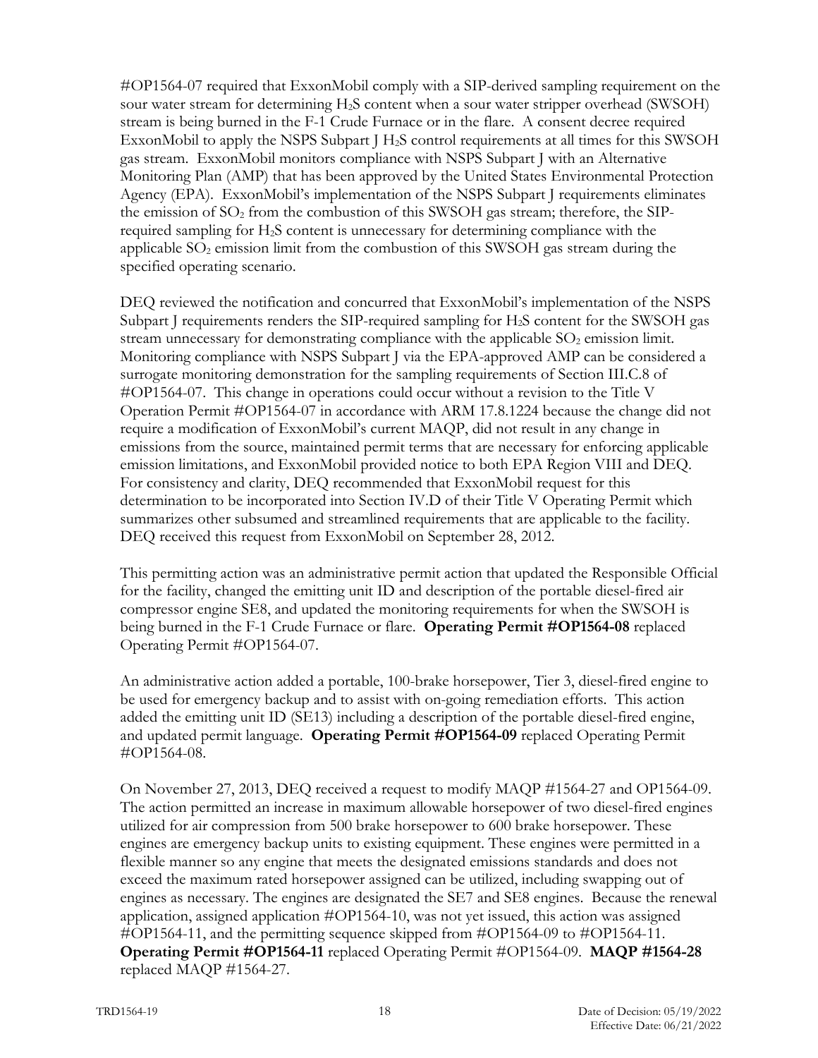#OP1564-07 required that ExxonMobil comply with a SIP-derived sampling requirement on the sour water stream for determining $H_2S$ content when a sour water stripper overhead (SWSOH) stream is being burned in the F-1 Crude Furnace or in the flare. A consent decree required ExxonMobil to apply the NSPS Subpart J $H_2S$ control requirements at all times for this SWSOH gas stream. ExxonMobil monitors compliance with NSPS Subpart J with an Alternative Monitoring Plan (AMP) that has been approved by the United States Environmental Protection Agency (EPA). ExxonMobil's implementation of the NSPS Subpart J requirements eliminates the emission of $SO_2$ from the combustion of this SWSOH gas stream; therefore, the SIP-required sampling for $H_2S$ content is unnecessary for determining compliance with the applicable $SO_2$ emission limit from the combustion of this SWSOH gas stream during the specified operating scenario.

DEQ reviewed the notification and concurred that ExxonMobil's implementation of the NSPS Subpart J requirements renders the SIP-required sampling for $H_2S$ content for the SWSOH gas stream unnecessary for demonstrating compliance with the applicable $SO_2$ emission limit. Monitoring compliance with NSPS Subpart J via the EPA-approved AMP can be considered a surrogate monitoring demonstration for the sampling requirements of Section III.C.8 of #OP1564-07. This change in operations could occur without a revision to the Title V Operation Permit #OP1564-07 in accordance with ARM 17.8.1224 because the change did not require a modification of ExxonMobil's current MAQP, did not result in any change in emissions from the source, maintained permit terms that are necessary for enforcing applicable emission limitations, and ExxonMobil provided notice to both EPA Region VIII and DEQ. For consistency and clarity, DEQ recommended that ExxonMobil request for this determination to be incorporated into Section IV.D of their Title V Operating Permit which summarizes other subsumed and streamlined requirements that are applicable to the facility. DEQ received this request from ExxonMobil on September 28, 2012.

This permitting action was an administrative permit action that updated the Responsible Official for the facility, changed the emitting unit ID and description of the portable diesel-fired air compressor engine SE8, and updated the monitoring requirements for when the SWSOH is being burned in the F-1 Crude Furnace or flare. **Operating Permit #OP1564-08** replaced Operating Permit #OP1564-07.

An administrative action added a portable, 100-brake horsepower, Tier 3, diesel-fired engine to be used for emergency backup and to assist with on-going remediation efforts. This action added the emitting unit ID (SE13) including a description of the portable diesel-fired engine, and updated permit language. **Operating Permit #OP1564-09** replaced Operating Permit #OP1564-08.

On November 27, 2013, DEQ received a request to modify MAQP #1564-27 and OP1564-09. The action permitted an increase in maximum allowable horsepower of two diesel-fired engines utilized for air compression from 500 brake horsepower to 600 brake horsepower. These engines are emergency backup units to existing equipment. These engines were permitted in a flexible manner so any engine that meets the designated emissions standards and does not exceed the maximum rated horsepower assigned can be utilized, including swapping out of engines as necessary. The engines are designated the SE7 and SE8 engines. Because the renewal application, assigned application #OP1564-10, was not yet issued, this action was assigned #OP1564-11, and the permitting sequence skipped from #OP1564-09 to #OP1564-11. **Operating Permit #OP1564-11** replaced Operating Permit #OP1564-09. **MAQP #1564-28** replaced MAQP #1564-27.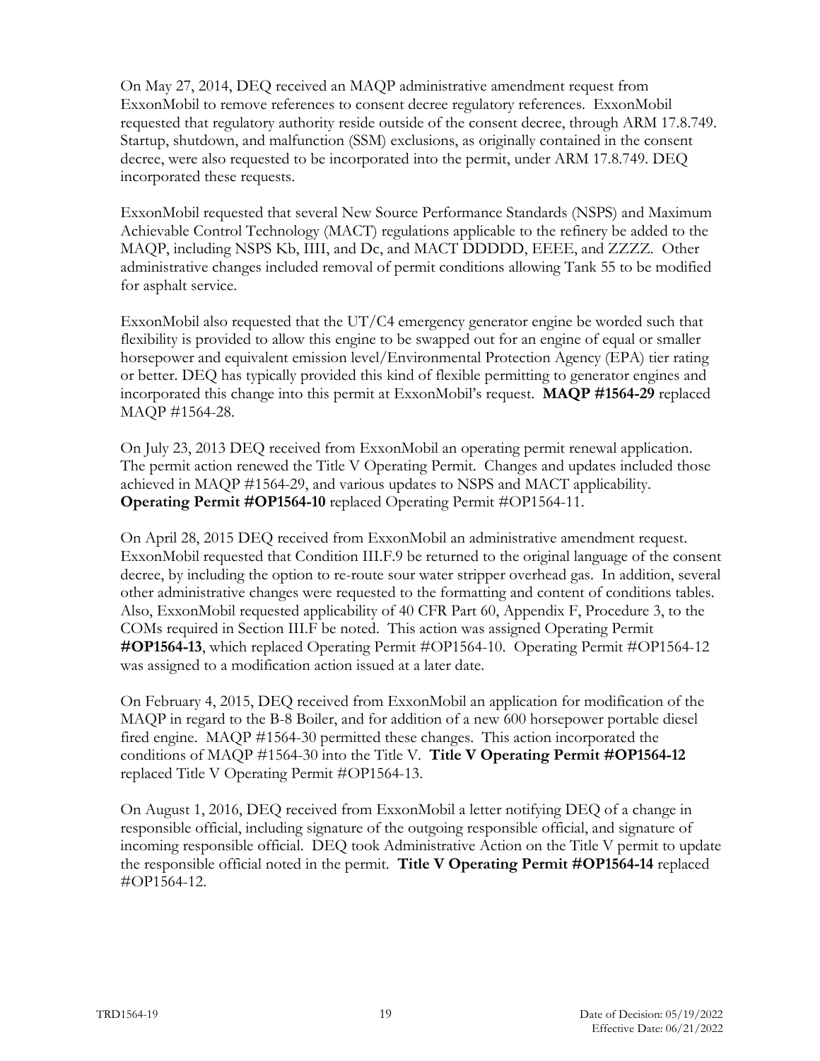On May 27, 2014, DEQ received an MAQP administrative amendment request from ExxonMobil to remove references to consent decree regulatory references. ExxonMobil requested that regulatory authority reside outside of the consent decree, through ARM 17.8.749. Startup, shutdown, and malfunction (SSM) exclusions, as originally contained in the consent decree, were also requested to be incorporated into the permit, under ARM 17.8.749. DEQ incorporated these requests.

ExxonMobil requested that several New Source Performance Standards (NSPS) and Maximum Achievable Control Technology (MACT) regulations applicable to the refinery be added to the MAQP, including NSPS Kb, IIII, and Dc, and MACT DDDDD, EEEE, and ZZZZ. Other administrative changes included removal of permit conditions allowing Tank 55 to be modified for asphalt service.

ExxonMobil also requested that the UT/C4 emergency generator engine be worded such that flexibility is provided to allow this engine to be swapped out for an engine of equal or smaller horsepower and equivalent emission level/Environmental Protection Agency (EPA) tier rating or better. DEQ has typically provided this kind of flexible permitting to generator engines and incorporated this change into this permit at ExxonMobil's request. **MAQP #1564-29** replaced MAQP #1564-28.

On July 23, 2013 DEQ received from ExxonMobil an operating permit renewal application. The permit action renewed the Title V Operating Permit. Changes and updates included those achieved in MAQP #1564-29, and various updates to NSPS and MACT applicability. **Operating Permit #OP1564-10** replaced Operating Permit #OP1564-11.

On April 28, 2015 DEQ received from ExxonMobil an administrative amendment request. ExxonMobil requested that Condition III.F.9 be returned to the original language of the consent decree, by including the option to re-route sour water stripper overhead gas. In addition, several other administrative changes were requested to the formatting and content of conditions tables. Also, ExxonMobil requested applicability of 40 CFR Part 60, Appendix F, Procedure 3, to the COMs required in Section III.F be noted. This action was assigned Operating Permit **#OP1564-13**, which replaced Operating Permit #OP1564-10. Operating Permit #OP1564-12 was assigned to a modification action issued at a later date.

On February 4, 2015, DEQ received from ExxonMobil an application for modification of the MAQP in regard to the B-8 Boiler, and for addition of a new 600 horsepower portable diesel fired engine. MAQP #1564-30 permitted these changes. This action incorporated the conditions of MAQP #1564-30 into the Title V. **Title V Operating Permit #OP1564-12** replaced Title V Operating Permit #OP1564-13.

On August 1, 2016, DEQ received from ExxonMobil a letter notifying DEQ of a change in responsible official, including signature of the outgoing responsible official, and signature of incoming responsible official. DEQ took Administrative Action on the Title V permit to update the responsible official noted in the permit. **Title V Operating Permit #OP1564-14** replaced #OP1564-12.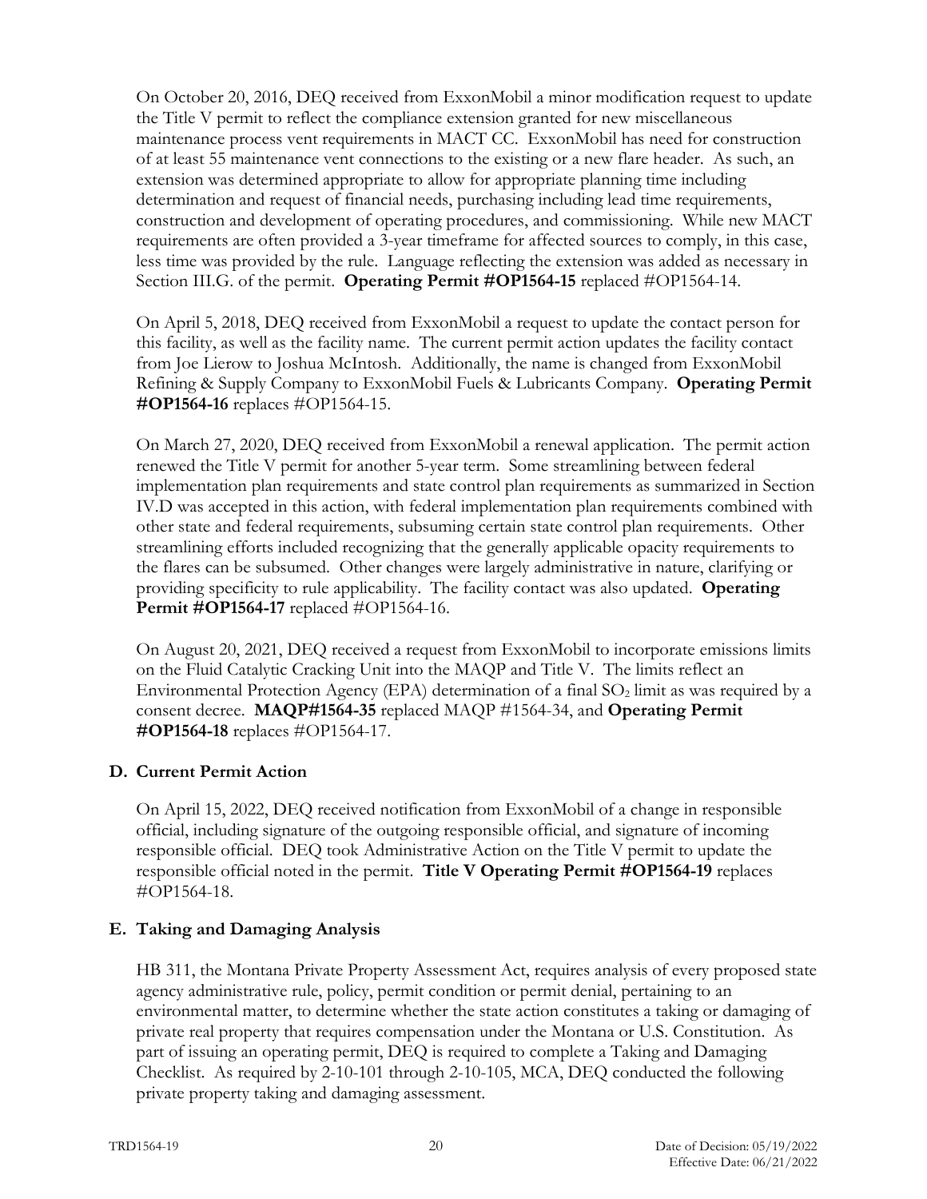On October 20, 2016, DEQ received from ExxonMobil a minor modification request to update the Title V permit to reflect the compliance extension granted for new miscellaneous maintenance process vent requirements in MACT CC. ExxonMobil has need for construction of at least 55 maintenance vent connections to the existing or a new flare header. As such, an extension was determined appropriate to allow for appropriate planning time including determination and request of financial needs, purchasing including lead time requirements, construction and development of operating procedures, and commissioning. While new MACT requirements are often provided a 3-year timeframe for affected sources to comply, in this case, less time was provided by the rule. Language reflecting the extension was added as necessary in Section III.G. of the permit. **Operating Permit #OP1564-15** replaced #OP1564-14.

On April 5, 2018, DEQ received from ExxonMobil a request to update the contact person for this facility, as well as the facility name. The current permit action updates the facility contact from Joe Lierow to Joshua McIntosh. Additionally, the name is changed from ExxonMobil Refining & Supply Company to ExxonMobil Fuels & Lubricants Company. **Operating Permit #OP1564-16** replaces #OP1564-15.

On March 27, 2020, DEQ received from ExxonMobil a renewal application. The permit action renewed the Title V permit for another 5-year term. Some streamlining between federal implementation plan requirements and state control plan requirements as summarized in Section IV.D was accepted in this action, with federal implementation plan requirements combined with other state and federal requirements, subsuming certain state control plan requirements. Other streamlining efforts included recognizing that the generally applicable opacity requirements to the flares can be subsumed. Other changes were largely administrative in nature, clarifying or providing specificity to rule applicability. The facility contact was also updated. **Operating Permit #OP1564-17** replaced #OP1564-16.

On August 20, 2021, DEQ received a request from ExxonMobil to incorporate emissions limits on the Fluid Catalytic Cracking Unit into the MAQP and Title V. The limits reflect an Environmental Protection Agency (EPA) determination of a final $SO_2$ limit as was required by a consent decree. **MAQP#1564-35** replaced MAQP #1564-34, and **Operating Permit #OP1564-18** replaces #OP1564-17.

## D. Current Permit Action

On April 15, 2022, DEQ received notification from ExxonMobil of a change in responsible official, including signature of the outgoing responsible official, and signature of incoming responsible official. DEQ took Administrative Action on the Title V permit to update the responsible official noted in the permit. **Title V Operating Permit #OP1564-19** replaces #OP1564-18.

## E. Taking and Damaging Analysis

HB 311, the Montana Private Property Assessment Act, requires analysis of every proposed state agency administrative rule, policy, permit condition or permit denial, pertaining to an environmental matter, to determine whether the state action constitutes a taking or damaging of private real property that requires compensation under the Montana or U.S. Constitution. As part of issuing an operating permit, DEQ is required to complete a Taking and Damaging Checklist. As required by 2-10-101 through 2-10-105, MCA, DEQ conducted the following private property taking and damaging assessment.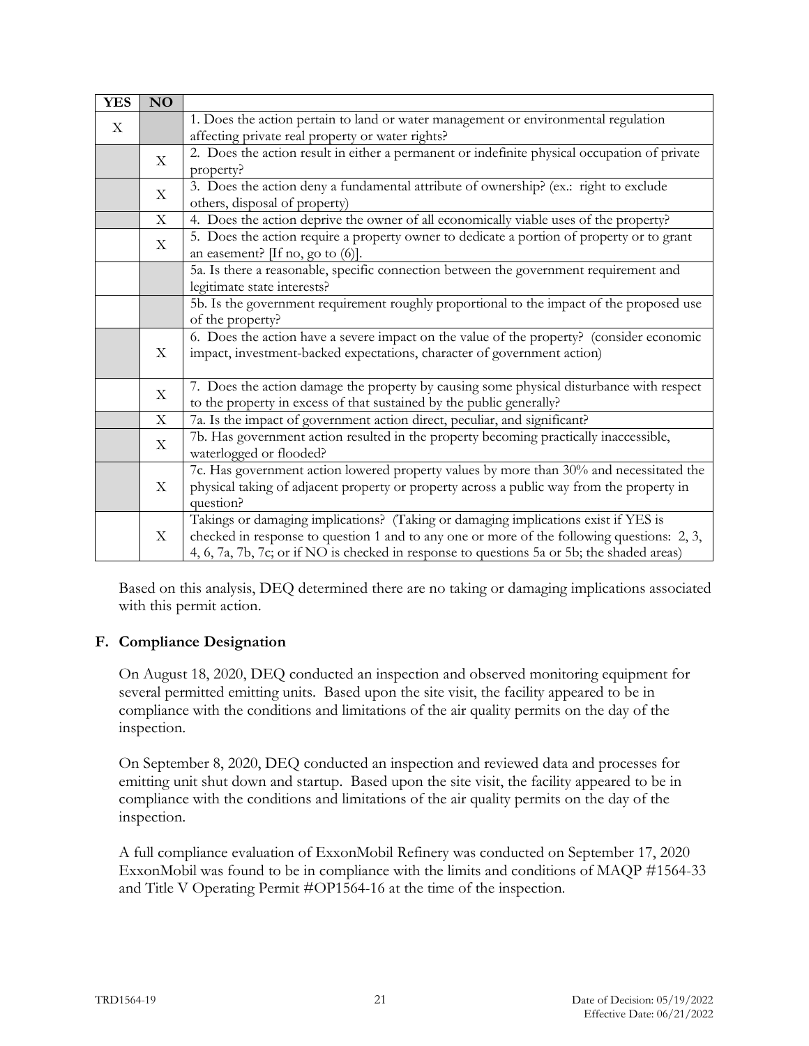| YES | NO | |
|---|---|---|
| X | | 1. Does the action pertain to land or water management or environmental regulation affecting private real property or water rights? |
| | X | 2. Does the action result in either a permanent or indefinite physical occupation of private property? |
| | X | 3. Does the action deny a fundamental attribute of ownership? (ex.: right to exclude others, disposal of property) |
| | X | 4. Does the action deprive the owner of all economically viable uses of the property? |
| | X | 5. Does the action require a property owner to dedicate a portion of property or to grant an easement? [If no, go to (6)]. |
| | | 5a. Is there a reasonable, specific connection between the government requirement and legitimate state interests? |
| | | 5b. Is the government requirement roughly proportional to the impact of the proposed use of the property? |
| | X | 6. Does the action have a severe impact on the value of the property? (consider economic impact, investment-backed expectations, character of government action) |
| | X | 7. Does the action damage the property by causing some physical disturbance with respect to the property in excess of that sustained by the public generally? |
| | X | 7a. Is the impact of government action direct, peculiar, and significant? |
| | X | 7b. Has government action resulted in the property becoming practically inaccessible, waterlogged or flooded? |
| | X | 7c. Has government action lowered property values by more than 30% and necessitated the physical taking of adjacent property or property across a public way from the property in question? |
| | X | Takings or damaging implications? (Taking or damaging implications exist if YES is checked in response to question 1 and to any one or more of the following questions: 2, 3, 4, 6, 7a, 7b, 7c; or if NO is checked in response to questions 5a or 5b; the shaded areas) |

Based on this analysis, DEQ determined there are no taking or damaging implications associated with this permit action.

**F. Compliance Designation**

On August 18, 2020, DEQ conducted an inspection and observed monitoring equipment for several permitted emitting units. Based upon the site visit, the facility appeared to be in compliance with the conditions and limitations of the air quality permits on the day of the inspection.

On September 8, 2020, DEQ conducted an inspection and reviewed data and processes for emitting unit shut down and startup. Based upon the site visit, the facility appeared to be in compliance with the conditions and limitations of the air quality permits on the day of the inspection.

A full compliance evaluation of ExxonMobil Refinery was conducted on September 17, 2020 ExxonMobil was found to be in compliance with the limits and conditions of MAQP #1564-33 and Title V Operating Permit #OP1564-16 at the time of the inspection.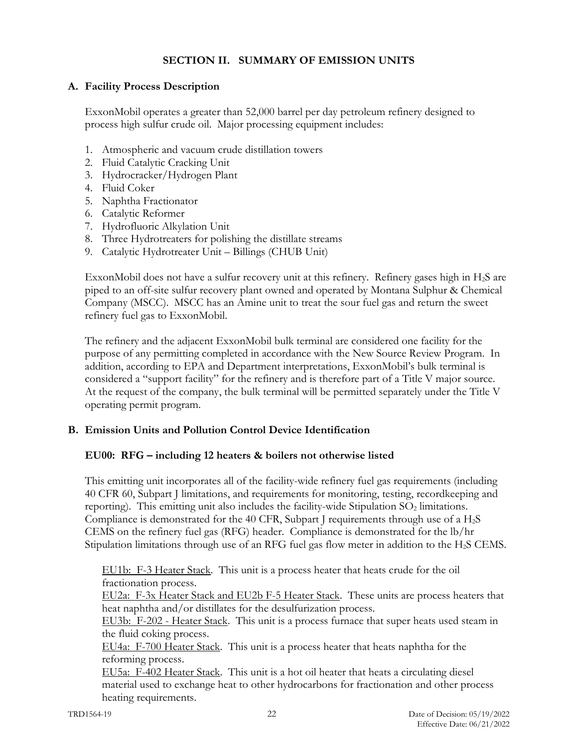## SECTION II. SUMMARY OF EMISSION UNITS

### A. Facility Process Description

ExxonMobil operates a greater than 52,000 barrel per day petroleum refinery designed to process high sulfur crude oil. Major processing equipment includes:

1. Atmospheric and vacuum crude distillation towers
2. Fluid Catalytic Cracking Unit
3. Hydrocracker/Hydrogen Plant
4. Fluid Coker
5. Naphtha Fractionator
6. Catalytic Reformer
7. Hydrofluoric Alkylation Unit
8. Three Hydrotreaters for polishing the distillate streams
9. Catalytic Hydrotreater Unit – Billings (CHUB Unit)

ExxonMobil does not have a sulfur recovery unit at this refinery. Refinery gases high in $H_2S$ are piped to an off-site sulfur recovery plant owned and operated by Montana Sulphur & Chemical Company (MSCC). MSCC has an Amine unit to treat the sour fuel gas and return the sweet refinery fuel gas to ExxonMobil.

The refinery and the adjacent ExxonMobil bulk terminal are considered one facility for the purpose of any permitting completed in accordance with the New Source Review Program. In addition, according to EPA and Department interpretations, ExxonMobil's bulk terminal is considered a "support facility" for the refinery and is therefore part of a Title V major source. At the request of the company, the bulk terminal will be permitted separately under the Title V operating permit program.

### B. Emission Units and Pollution Control Device Identification

#### EU00: RFG – including 12 heaters & boilers not otherwise listed

This emitting unit incorporates all of the facility-wide refinery fuel gas requirements (including 40 CFR 60, Subpart J limitations, and requirements for monitoring, testing, recordkeeping and reporting). This emitting unit also includes the facility-wide Stipulation $SO_2$ limitations. Compliance is demonstrated for the 40 CFR, Subpart J requirements through use of a $H_2S$ CEMS on the refinery fuel gas (RFG) header. Compliance is demonstrated for the lb/hr Stipulation limitations through use of an RFG fuel gas flow meter in addition to the $H_2S$ CEMS.

EU1b: F-3 Heater Stack. This unit is a process heater that heats crude for the oil fractionation process.
EU2a: F-3x Heater Stack and EU2b F-5 Heater Stack. These units are process heaters that heat naphtha and/or distillates for the desulfurization process.
EU3b: F-202 - Heater Stack. This unit is a process furnace that super heats used steam in the fluid coking process.
EU4a: F-700 Heater Stack. This unit is a process heater that heats naphtha for the reforming process.
EU5a: F-402 Heater Stack. This unit is a hot oil heater that heats a circulating diesel material used to exchange heat to other hydrocarbons for fractionation and other process heating requirements.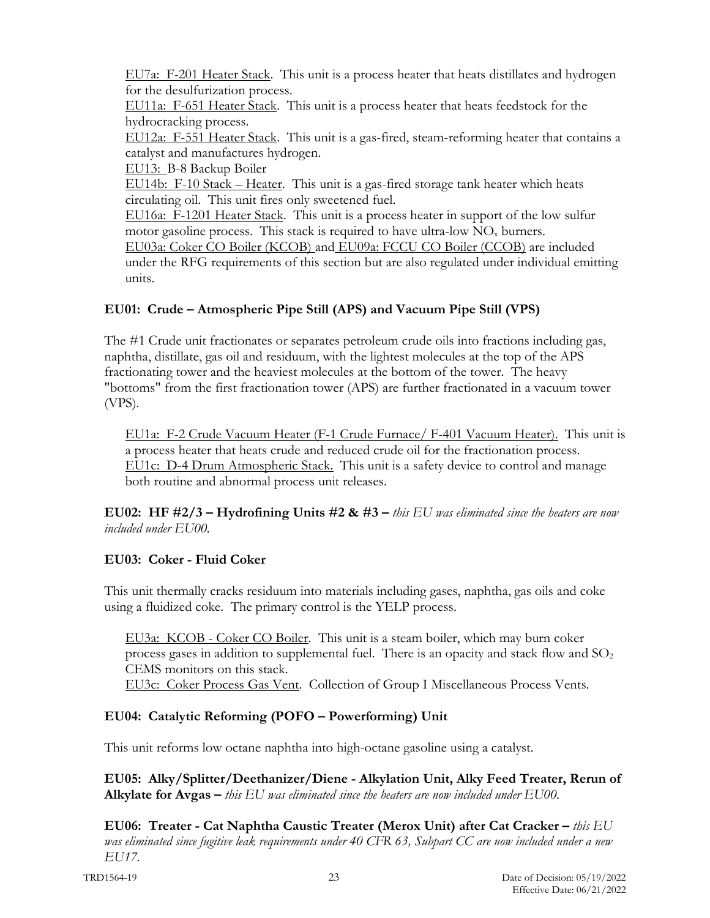EU7a: F-201 Heater Stack. This unit is a process heater that heats distillates and hydrogen for the desulfurization process.
EU11a: F-651 Heater Stack. This unit is a process heater that heats feedstock for the hydrocracking process.
EU12a: F-551 Heater Stack. This unit is a gas-fired, steam-reforming heater that contains a catalyst and manufactures hydrogen.
EU13: B-8 Backup Boiler
EU14b: F-10 Stack – Heater. This unit is a gas-fired storage tank heater which heats circulating oil. This unit fires only sweetened fuel.
EU16a: F-1201 Heater Stack. This unit is a process heater in support of the low sulfur motor gasoline process. This stack is required to have ultra-low $NO_x$ burners.
EU03a: Coker CO Boiler (KCOB) and EU09a: FCCU CO Boiler (CCOB) are included under the RFG requirements of this section but are also regulated under individual emitting units.

**EU01: Crude – Atmospheric Pipe Still (APS) and Vacuum Pipe Still (VPS)**

The #1 Crude unit fractionates or separates petroleum crude oils into fractions including gas, naphtha, distillate, gas oil and residuum, with the lightest molecules at the top of the APS fractionating tower and the heaviest molecules at the bottom of the tower. The heavy "bottoms" from the first fractionation tower (APS) are further fractionated in a vacuum tower (VPS).

EU1a: F-2 Crude Vacuum Heater (F-1 Crude Furnace/ F-401 Vacuum Heater). This unit is a process heater that heats crude and reduced crude oil for the fractionation process.
EU1c: D-4 Drum Atmospheric Stack. This unit is a safety device to control and manage both routine and abnormal process unit releases.

**EU02: HF #2/3 – Hydrofining Units #2 & #3 –** *this EU was eliminated since the heaters are now included under EU00.*

**EU03: Coker - Fluid Coker**

This unit thermally cracks residuum into materials including gases, naphtha, gas oils and coke using a fluidized coke. The primary control is the YELP process.

EU3a: KCOB - Coker CO Boiler. This unit is a steam boiler, which may burn coker process gases in addition to supplemental fuel. There is an opacity and stack flow and $SO_2$ CEMS monitors on this stack.
EU3c: Coker Process Gas Vent. Collection of Group I Miscellaneous Process Vents.

**EU04: Catalytic Reforming (POFO – Powerforming) Unit**

This unit reforms low octane naphtha into high-octane gasoline using a catalyst.

**EU05: Alky/Splitter/Deethanizer/Diene - Alkylation Unit, Alky Feed Treater, Rerun of Alkylate for Avgas –** *this EU was eliminated since the heaters are now included under EU00.*

**EU06: Treater - Cat Naphtha Caustic Treater (Merox Unit) after Cat Cracker –** *this EU was eliminated since fugitive leak requirements under 40 CFR 63, Subpart CC are now included under a new EU17.*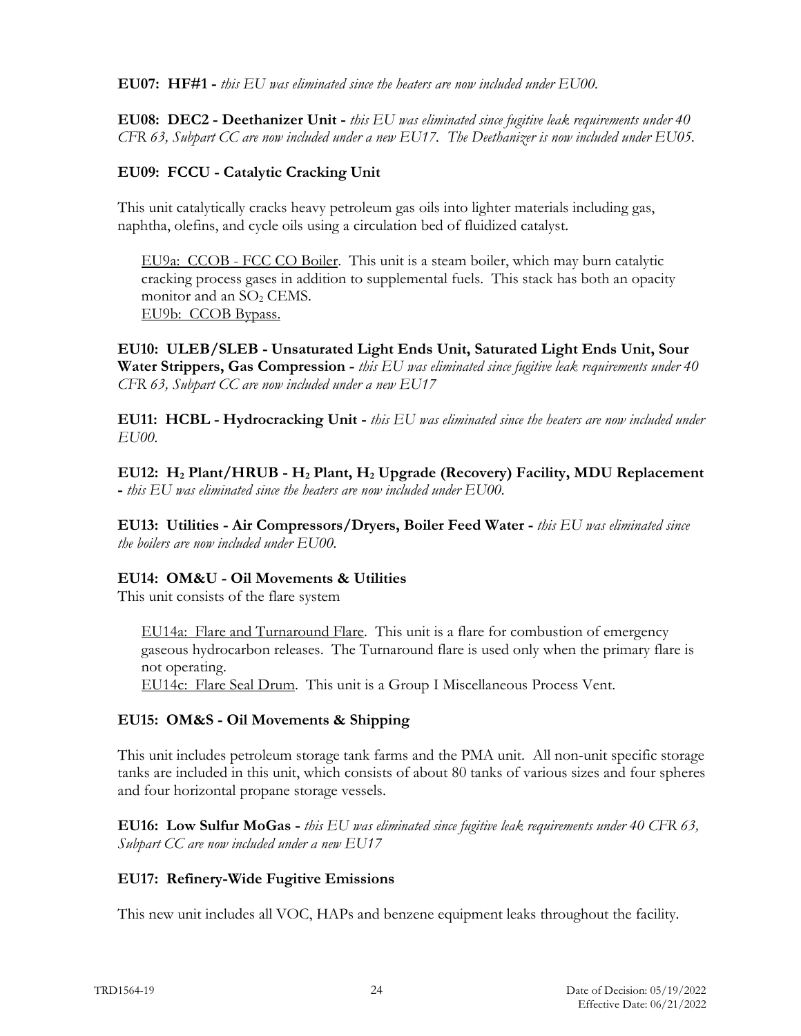**EU07: HF#1 -** *this EU was eliminated since the heaters are now included under EU00.*

**EU08: DEC2 - Deethanizer Unit -** *this EU was eliminated since fugitive leak requirements under 40 CFR 63, Subpart CC are now included under a new EU17. The Deethanizer is now included under EU05.*

**EU09: FCCU - Catalytic Cracking Unit**

This unit catalytically cracks heavy petroleum gas oils into lighter materials including gas, naphtha, olefins, and cycle oils using a circulation bed of fluidized catalyst.

> EU9a: CCOB - FCC CO Boiler. This unit is a steam boiler, which may burn catalytic cracking process gases in addition to supplemental fuels. This stack has both an opacity monitor and an $SO_2$ CEMS.
> EU9b: CCOB Bypass.

**EU10: ULEB/SLEB - Unsaturated Light Ends Unit, Saturated Light Ends Unit, Sour Water Strippers, Gas Compression -** *this EU was eliminated since fugitive leak requirements under 40 CFR 63, Subpart CC are now included under a new EU17*

**EU11: HCBL - Hydrocracking Unit -** *this EU was eliminated since the heaters are now included under EU00.*

**EU12: $H_2$ Plant/HRUB - $H_2$ Plant, $H_2$ Upgrade (Recovery) Facility, MDU Replacement -** *this EU was eliminated since the heaters are now included under EU00.*

**EU13: Utilities - Air Compressors/Dryers, Boiler Feed Water -** *this EU was eliminated since the boilers are now included under EU00.*

**EU14: OM&U - Oil Movements & Utilities**
This unit consists of the flare system

> EU14a: Flare and Turnaround Flare. This unit is a flare for combustion of emergency gaseous hydrocarbon releases. The Turnaround flare is used only when the primary flare is not operating.
> EU14c: Flare Seal Drum. This unit is a Group I Miscellaneous Process Vent.

**EU15: OM&S - Oil Movements & Shipping**

This unit includes petroleum storage tank farms and the PMA unit. All non-unit specific storage tanks are included in this unit, which consists of about 80 tanks of various sizes and four spheres and four horizontal propane storage vessels.

**EU16: Low Sulfur MoGas -** *this EU was eliminated since fugitive leak requirements under 40 CFR 63, Subpart CC are now included under a new EU17*

**EU17: Refinery-Wide Fugitive Emissions**

This new unit includes all VOC, HAPs and benzene equipment leaks throughout the facility.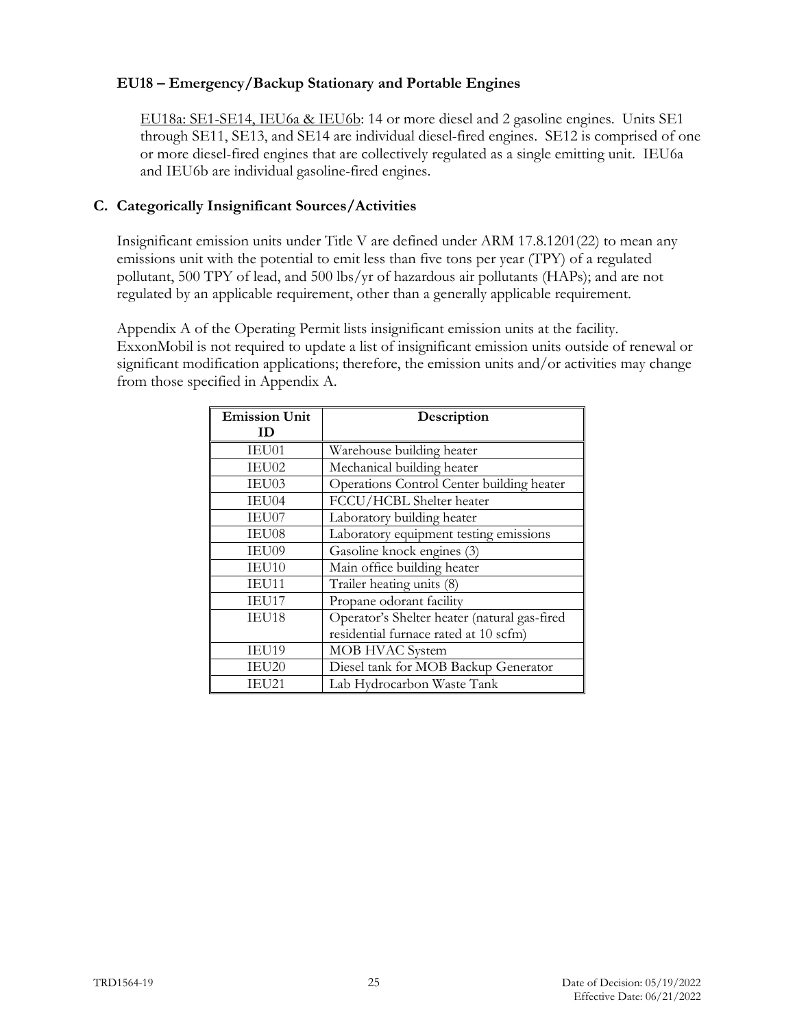### EU18 – Emergency/Backup Stationary and Portable Engines

EU18a: SE1-SE14, IEU6a & IEU6b: 14 or more diesel and 2 gasoline engines. Units SE1 through SE11, SE13, and SE14 are individual diesel-fired engines. SE12 is comprised of one or more diesel-fired engines that are collectively regulated as a single emitting unit. IEU6a and IEU6b are individual gasoline-fired engines.

## C. Categorically Insignificant Sources/Activities

Insignificant emission units under Title V are defined under ARM 17.8.1201(22) to mean any emissions unit with the potential to emit less than five tons per year (TPY) of a regulated pollutant, 500 TPY of lead, and 500 lbs/yr of hazardous air pollutants (HAPs); and are not regulated by an applicable requirement, other than a generally applicable requirement.

Appendix A of the Operating Permit lists insignificant emission units at the facility. ExxonMobil is not required to update a list of insignificant emission units outside of renewal or significant modification applications; therefore, the emission units and/or activities may change from those specified in Appendix A.

| Emission Unit ID | Description |
|---|---|
| IEU01 | Warehouse building heater |
| IEU02 | Mechanical building heater |
| IEU03 | Operations Control Center building heater |
| IEU04 | FCCU/HCBL Shelter heater |
| IEU07 | Laboratory building heater |
| IEU08 | Laboratory equipment testing emissions |
| IEU09 | Gasoline knock engines (3) |
| IEU10 | Main office building heater |
| IEU11 | Trailer heating units (8) |
| IEU17 | Propane odorant facility |
| IEU18 | Operator's Shelter heater (natural gas-fired residential furnace rated at 10 scfm) |
| IEU19 | MOB HVAC System |
| IEU20 | Diesel tank for MOB Backup Generator |
| IEU21 | Lab Hydrocarbon Waste Tank |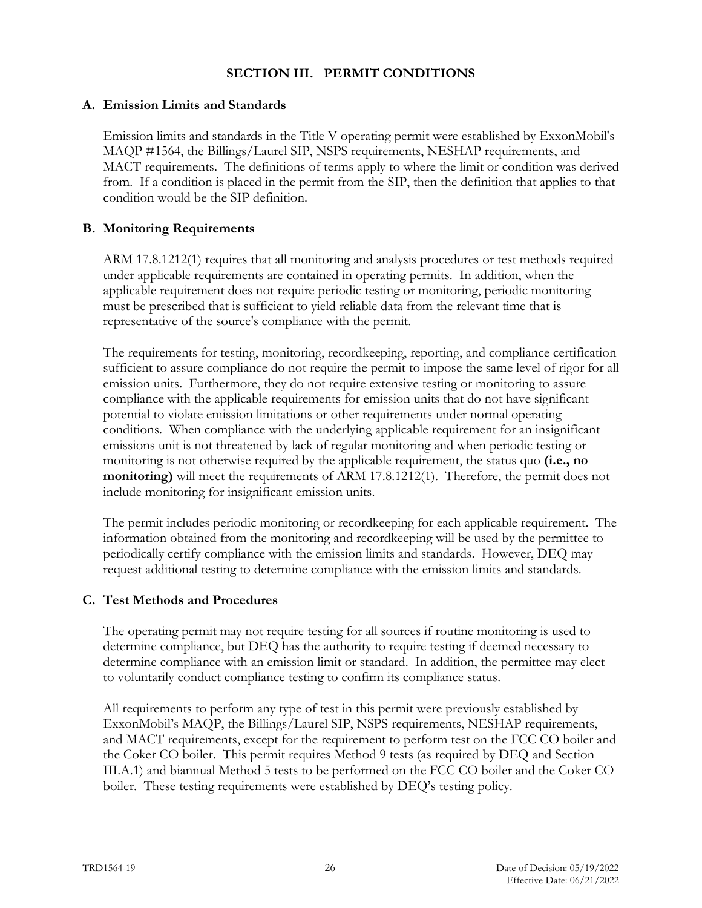## SECTION III. PERMIT CONDITIONS

### A. Emission Limits and Standards

Emission limits and standards in the Title V operating permit were established by ExxonMobil's MAQP #1564, the Billings/Laurel SIP, NSPS requirements, NESHAP requirements, and MACT requirements. The definitions of terms apply to where the limit or condition was derived from. If a condition is placed in the permit from the SIP, then the definition that applies to that condition would be the SIP definition.

### B. Monitoring Requirements

ARM 17.8.1212(1) requires that all monitoring and analysis procedures or test methods required under applicable requirements are contained in operating permits. In addition, when the applicable requirement does not require periodic testing or monitoring, periodic monitoring must be prescribed that is sufficient to yield reliable data from the relevant time that is representative of the source's compliance with the permit.

The requirements for testing, monitoring, recordkeeping, reporting, and compliance certification sufficient to assure compliance do not require the permit to impose the same level of rigor for all emission units. Furthermore, they do not require extensive testing or monitoring to assure compliance with the applicable requirements for emission units that do not have significant potential to violate emission limitations or other requirements under normal operating conditions. When compliance with the underlying applicable requirement for an insignificant emissions unit is not threatened by lack of regular monitoring and when periodic testing or monitoring is not otherwise required by the applicable requirement, the status quo **(i.e., no monitoring)** will meet the requirements of ARM 17.8.1212(1). Therefore, the permit does not include monitoring for insignificant emission units.

The permit includes periodic monitoring or recordkeeping for each applicable requirement. The information obtained from the monitoring and recordkeeping will be used by the permittee to periodically certify compliance with the emission limits and standards. However, DEQ may request additional testing to determine compliance with the emission limits and standards.

### C. Test Methods and Procedures

The operating permit may not require testing for all sources if routine monitoring is used to determine compliance, but DEQ has the authority to require testing if deemed necessary to determine compliance with an emission limit or standard. In addition, the permittee may elect to voluntarily conduct compliance testing to confirm its compliance status.

All requirements to perform any type of test in this permit were previously established by ExxonMobil's MAQP, the Billings/Laurel SIP, NSPS requirements, NESHAP requirements, and MACT requirements, except for the requirement to perform test on the FCC CO boiler and the Coker CO boiler. This permit requires Method 9 tests (as required by DEQ and Section III.A.1) and biannual Method 5 tests to be performed on the FCC CO boiler and the Coker CO boiler. These testing requirements were established by DEQ's testing policy.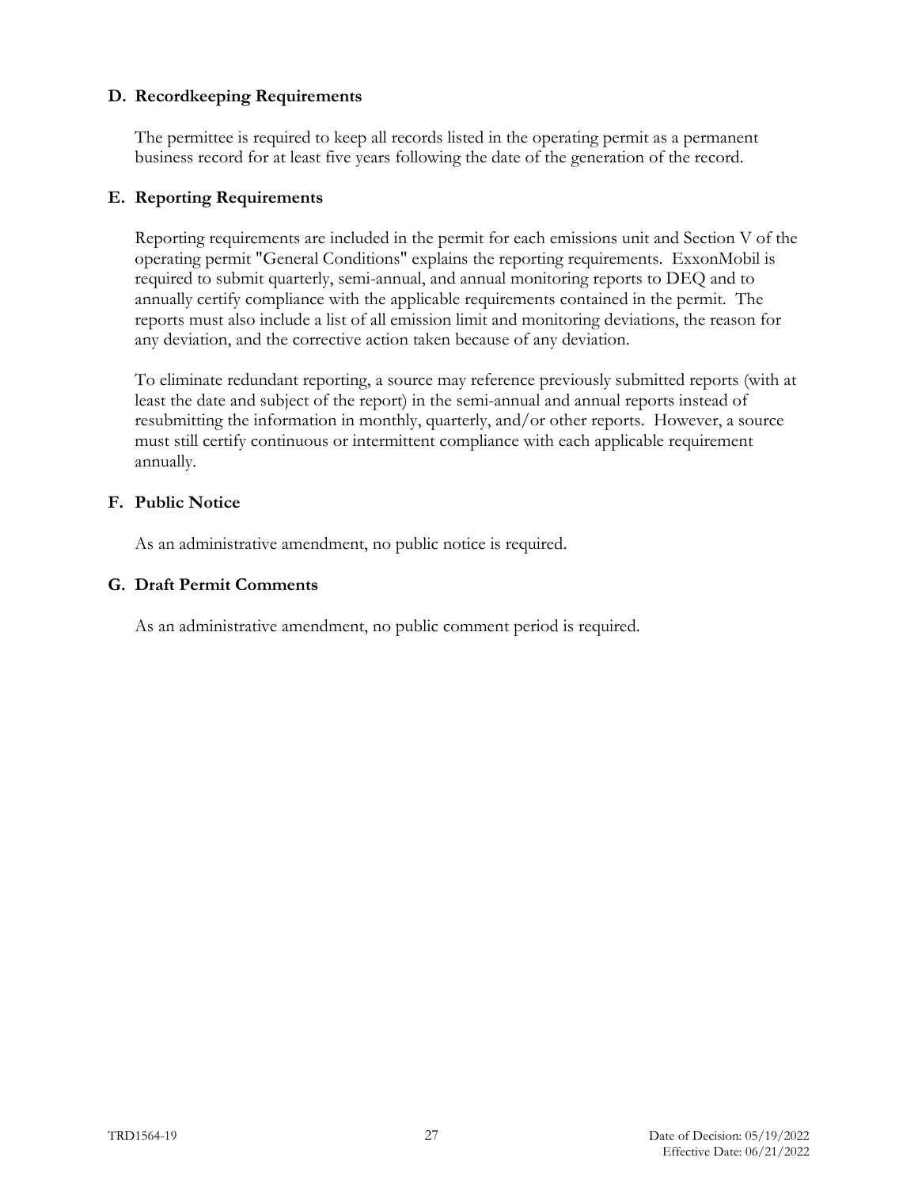### D. Recordkeeping Requirements

The permittee is required to keep all records listed in the operating permit as a permanent business record for at least five years following the date of the generation of the record.

### E. Reporting Requirements

Reporting requirements are included in the permit for each emissions unit and Section V of the operating permit "General Conditions" explains the reporting requirements. ExxonMobil is required to submit quarterly, semi-annual, and annual monitoring reports to DEQ and to annually certify compliance with the applicable requirements contained in the permit. The reports must also include a list of all emission limit and monitoring deviations, the reason for any deviation, and the corrective action taken because of any deviation.

To eliminate redundant reporting, a source may reference previously submitted reports (with at least the date and subject of the report) in the semi-annual and annual reports instead of resubmitting the information in monthly, quarterly, and/or other reports. However, a source must still certify continuous or intermittent compliance with each applicable requirement annually.

### F. Public Notice

As an administrative amendment, no public notice is required.

### G. Draft Permit Comments

As an administrative amendment, no public comment period is required.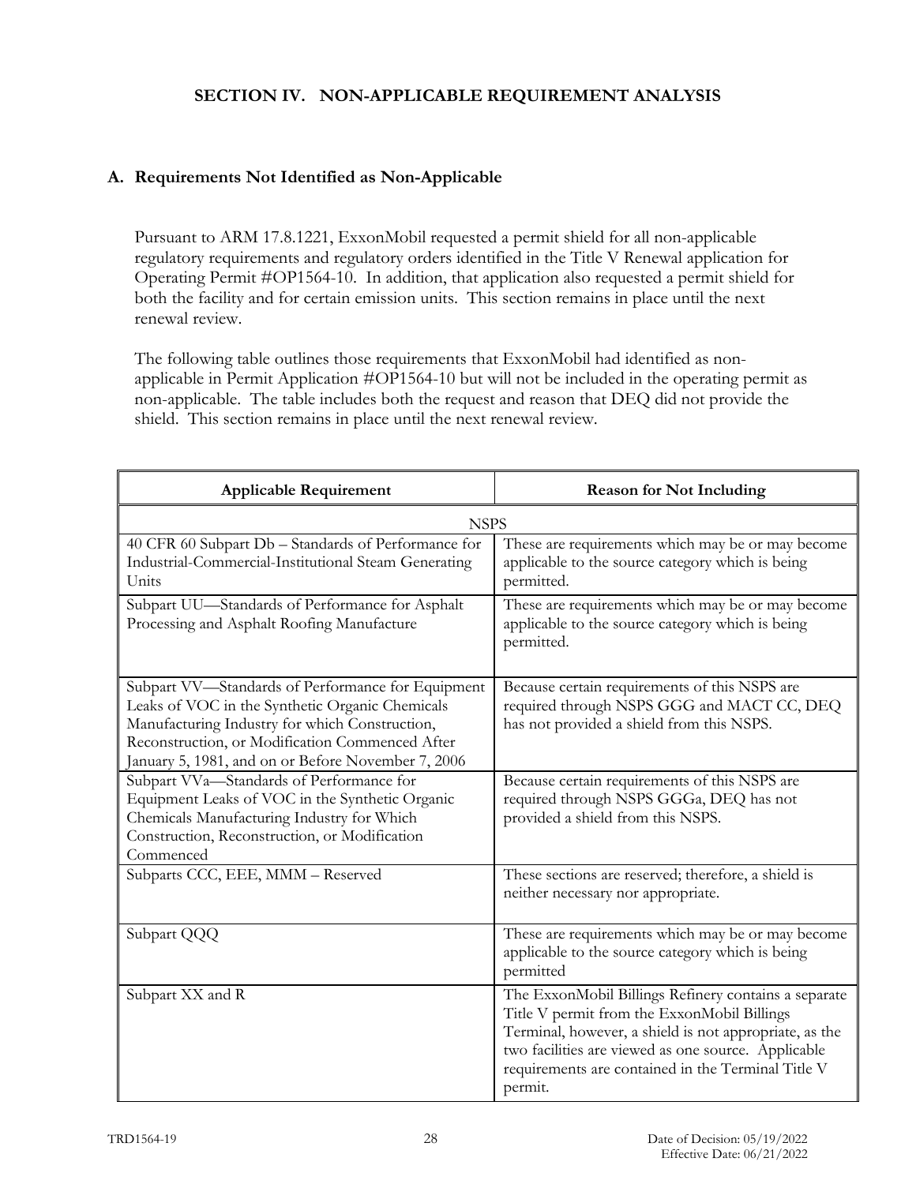## SECTION IV. NON-APPLICABLE REQUIREMENT ANALYSIS

### A. Requirements Not Identified as Non-Applicable

Pursuant to ARM 17.8.1221, ExxonMobil requested a permit shield for all non-applicable regulatory requirements and regulatory orders identified in the Title V Renewal application for Operating Permit #OP1564-10. In addition, that application also requested a permit shield for both the facility and for certain emission units. This section remains in place until the next renewal review.

The following table outlines those requirements that ExxonMobil had identified as non-applicable in Permit Application #OP1564-10 but will not be included in the operating permit as non-applicable. The table includes both the request and reason that DEQ did not provide the shield. This section remains in place until the next renewal review.

| Applicable Requirement | Reason for Not Including |
|---|---|
| NSPS | |
| 40 CFR 60 Subpart Db – Standards of Performance for Industrial-Commercial-Institutional Steam Generating Units | These are requirements which may be or may become applicable to the source category which is being permitted. |
| Subpart UU—Standards of Performance for Asphalt Processing and Asphalt Roofing Manufacture | These are requirements which may be or may become applicable to the source category which is being permitted. |
| Subpart VV—Standards of Performance for Equipment Leaks of VOC in the Synthetic Organic Chemicals Manufacturing Industry for which Construction, Reconstruction, or Modification Commenced After January 5, 1981, and on or Before November 7, 2006 | Because certain requirements of this NSPS are required through NSPS GGG and MACT CC, DEQ has not provided a shield from this NSPS. |
| Subpart VVa—Standards of Performance for Equipment Leaks of VOC in the Synthetic Organic Chemicals Manufacturing Industry for Which Construction, Reconstruction, or Modification Commenced | Because certain requirements of this NSPS are required through NSPS GGGa, DEQ has not provided a shield from this NSPS. |
| Subparts CCC, EEE, MMM – Reserved | These sections are reserved; therefore, a shield is neither necessary nor appropriate. |
| Subpart QQQ | These are requirements which may be or may become applicable to the source category which is being permitted |
| Subpart XX and R | The ExxonMobil Billings Refinery contains a separate Title V permit from the ExxonMobil Billings Terminal, however, a shield is not appropriate, as the two facilities are viewed as one source. Applicable requirements are contained in the Terminal Title V permit. |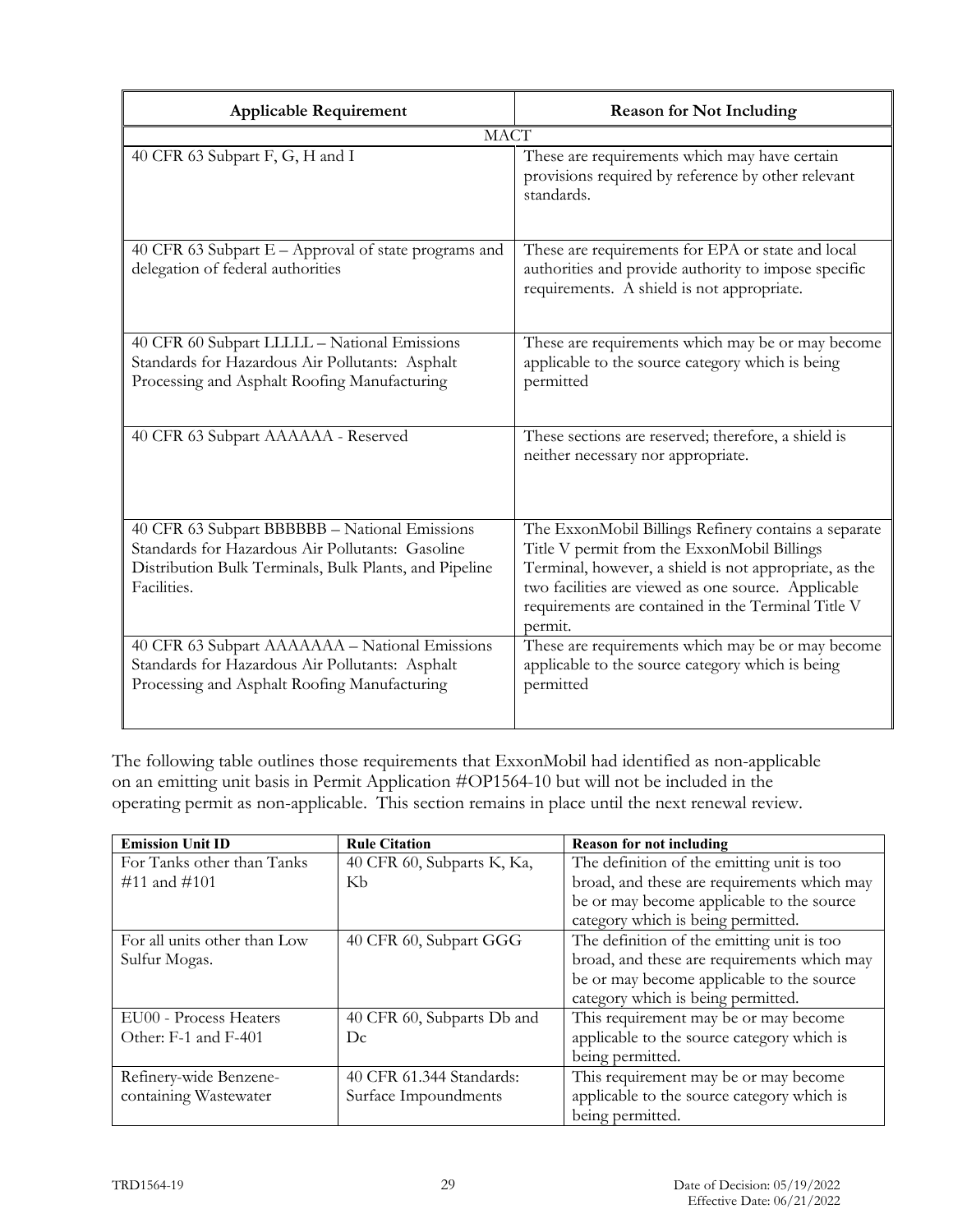| Applicable Requirement | Reason for Not Including |
|---|---|
| MACT | |
| 40 CFR 63 Subpart F, G, H and I | These are requirements which may have certain provisions required by reference by other relevant standards. |
| 40 CFR 63 Subpart E – Approval of state programs and delegation of federal authorities | These are requirements for EPA or state and local authorities and provide authority to impose specific requirements. A shield is not appropriate. |
| 40 CFR 60 Subpart LLLLL – National Emissions Standards for Hazardous Air Pollutants: Asphalt Processing and Asphalt Roofing Manufacturing | These are requirements which may be or may become applicable to the source category which is being permitted |
| 40 CFR 63 Subpart AAAAAA - Reserved | These sections are reserved; therefore, a shield is neither necessary nor appropriate. |
| 40 CFR 63 Subpart BBBBBB – National Emissions Standards for Hazardous Air Pollutants: Gasoline Distribution Bulk Terminals, Bulk Plants, and Pipeline Facilities. | The ExxonMobil Billings Refinery contains a separate Title V permit from the ExxonMobil Billings Terminal, however, a shield is not appropriate, as the two facilities are viewed as one source. Applicable requirements are contained in the Terminal Title V permit. |
| 40 CFR 63 Subpart AAAAAAA – National Emissions Standards for Hazardous Air Pollutants: Asphalt Processing and Asphalt Roofing Manufacturing | These are requirements which may be or may become applicable to the source category which is being permitted |

The following table outlines those requirements that ExxonMobil had identified as non-applicable on an emitting unit basis in Permit Application #OP1564-10 but will not be included in the operating permit as non-applicable. This section remains in place until the next renewal review.

| Emission Unit ID | Rule Citation | Reason for not including |
|---|---|---|
| For Tanks other than Tanks #11 and #101 | 40 CFR 60, Subparts K, Ka, Kb | The definition of the emitting unit is too broad, and these are requirements which may be or may become applicable to the source category which is being permitted. |
| For all units other than Low Sulfur Mogas. | 40 CFR 60, Subpart GGG | The definition of the emitting unit is too broad, and these are requirements which may be or may become applicable to the source category which is being permitted. |
| EU00 - Process Heaters Other: F-1 and F-401 | 40 CFR 60, Subparts Db and Dc | This requirement may be or may become applicable to the source category which is being permitted. |
| Refinery-wide Benzene-containing Wastewater | 40 CFR 61.344 Standards: Surface Impoundments | This requirement may be or may become applicable to the source category which is being permitted. |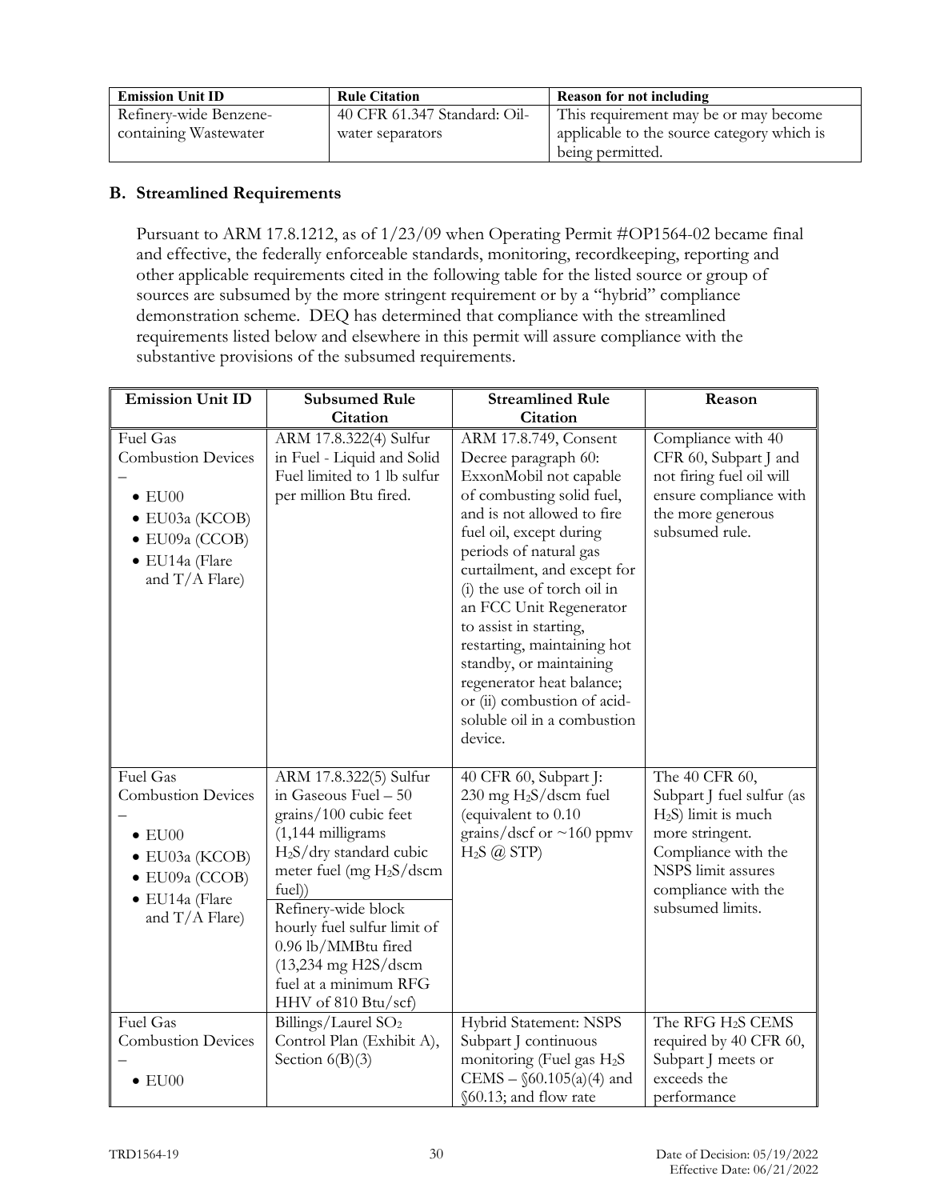| Emission Unit ID | Rule Citation | Reason for not including |
|---|---|---|
| Refinery-wide Benzene-containing Wastewater | 40 CFR 61.347 Standard: Oil-water separators | This requirement may be or may become applicable to the source category which is being permitted. |

## B. Streamlined Requirements

Pursuant to ARM 17.8.1212, as of 1/23/09 when Operating Permit #OP1564-02 became final and effective, the federally enforceable standards, monitoring, recordkeeping, reporting and other applicable requirements cited in the following table for the listed source or group of sources are subsumed by the more stringent requirement or by a "hybrid" compliance demonstration scheme. DEQ has determined that compliance with the streamlined requirements listed below and elsewhere in this permit will assure compliance with the substantive provisions of the subsumed requirements.

| Emission Unit ID | Subsumed Rule Citation | Streamlined Rule Citation | Reason |
|---|---|---|---|
| Fuel Gas Combustion Devices – <br>• EU00<br>• EU03a (KCOB)<br>• EU09a (CCOB)<br>• EU14a (Flare and T/A Flare) | ARM 17.8.322(4) Sulfur in Fuel - Liquid and Solid Fuel limited to 1 lb sulfur per million Btu fired. | ARM 17.8.749, Consent Decree paragraph 60: ExxonMobil not capable of combusting solid fuel, and is not allowed to fire fuel oil, except during periods of natural gas curtailment, and except for (i) the use of torch oil in an FCC Unit Regenerator to assist in starting, restarting, maintaining hot standby, or maintaining regenerator heat balance; or (ii) combustion of acid-soluble oil in a combustion device. | Compliance with 40 CFR 60, Subpart J and not firing fuel oil will ensure compliance with the more generous subsumed rule. |
| Fuel Gas Combustion Devices – <br>• EU00<br>• EU03a (KCOB)<br>• EU09a (CCOB)<br>• EU14a (Flare and T/A Flare) | ARM 17.8.322(5) Sulfur in Gaseous Fuel – 50 grains/100 cubic feet (1,144 milligrams $H_2S$/dry standard cubic meter fuel (mg $H_2S$/dscm fuel))<br>Refinery-wide block hourly fuel sulfur limit of 0.96 lb/MMBtu fired (13,234 mg H2S/dscm fuel at a minimum RFG HHV of 810 Btu/scf) | 40 CFR 60, Subpart J: 230 mg $H_2S$/dscm fuel (equivalent to 0.10 grains/dscf or ~160 ppmv $H_2S$ @ STP) | The 40 CFR 60, Subpart J fuel sulfur (as $H_2S$) limit is much more stringent. Compliance with the NSPS limit assures compliance with the subsumed limits. |
| Fuel Gas Combustion Devices – <br>• EU00 | Billings/Laurel $SO_2$ Control Plan (Exhibit A), Section 6(B)(3) | Hybrid Statement: NSPS Subpart J continuous monitoring (Fuel gas $H_2S$ CEMS – §60.105(a)(4) and §60.13; and flow rate | The RFG $H_2S$ CEMS required by 40 CFR 60, Subpart J meets or exceeds the performance |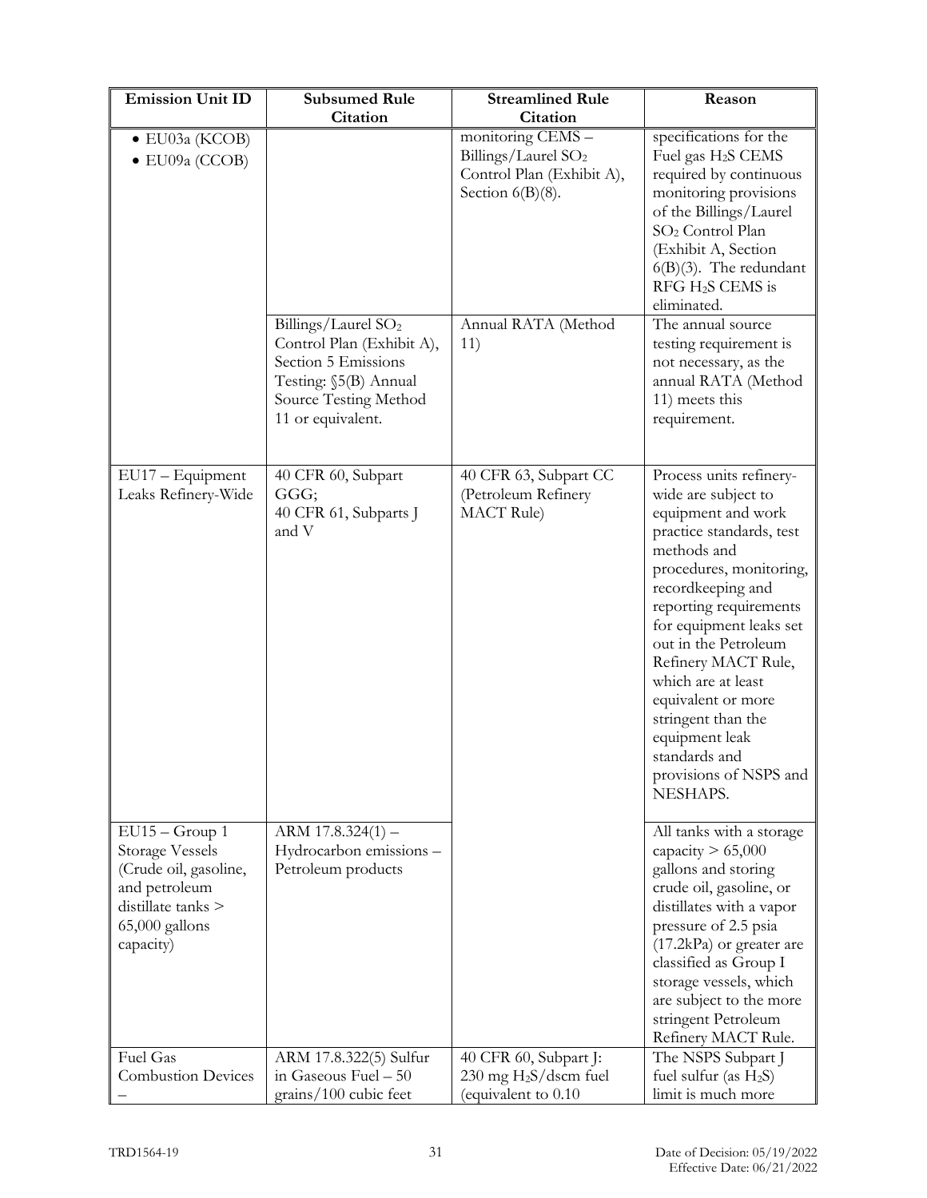| Emission Unit ID | Subsumed Rule Citation | Streamlined Rule Citation | Reason |
|---|---|---|---|
| • EU03a (KCOB)<br>• EU09a (CCOB) | | monitoring CEMS – Billings/Laurel $SO_2$ Control Plan (Exhibit A), Section 6(B)(8). | specifications for the Fuel gas $H_2S$ CEMS required by continuous monitoring provisions of the Billings/Laurel $SO_2$ Control Plan (Exhibit A, Section 6(B)(3). The redundant RFG $H_2S$ CEMS is eliminated. |
| | Billings/Laurel $SO_2$ Control Plan (Exhibit A), Section 5 Emissions Testing: §5(B) Annual Source Testing Method 11 or equivalent. | Annual RATA (Method 11) | The annual source testing requirement is not necessary, as the annual RATA (Method 11) meets this requirement. |
| EU17 – Equipment Leaks Refinery-Wide | 40 CFR 60, Subpart GGG;<br>40 CFR 61, Subparts J and V | 40 CFR 63, Subpart CC (Petroleum Refinery MACT Rule) | Process units refinery-wide are subject to equipment and work practice standards, test methods and procedures, monitoring, recordkeeping and reporting requirements for equipment leaks set out in the Petroleum Refinery MACT Rule, which are at least equivalent or more stringent than the equipment leak standards and provisions of NSPS and NESHAPS. |
| EU15 – Group 1 Storage Vessels (Crude oil, gasoline, and petroleum distillate tanks > 65,000 gallons capacity) | ARM 17.8.324(1) – Hydrocarbon emissions – Petroleum products | | All tanks with a storage capacity > 65,000 gallons and storing crude oil, gasoline, or distillates with a vapor pressure of 2.5 psia (17.2kPa) or greater are classified as Group I storage vessels, which are subject to the more stringent Petroleum Refinery MACT Rule. |
| Fuel Gas Combustion Devices – | ARM 17.8.322(5) Sulfur in Gaseous Fuel – 50 grains/100 cubic feet | 40 CFR 60, Subpart J: 230 mg $H_2S$/dscm fuel (equivalent to 0.10 | The NSPS Subpart J fuel sulfur (as $H_2S$) limit is much more |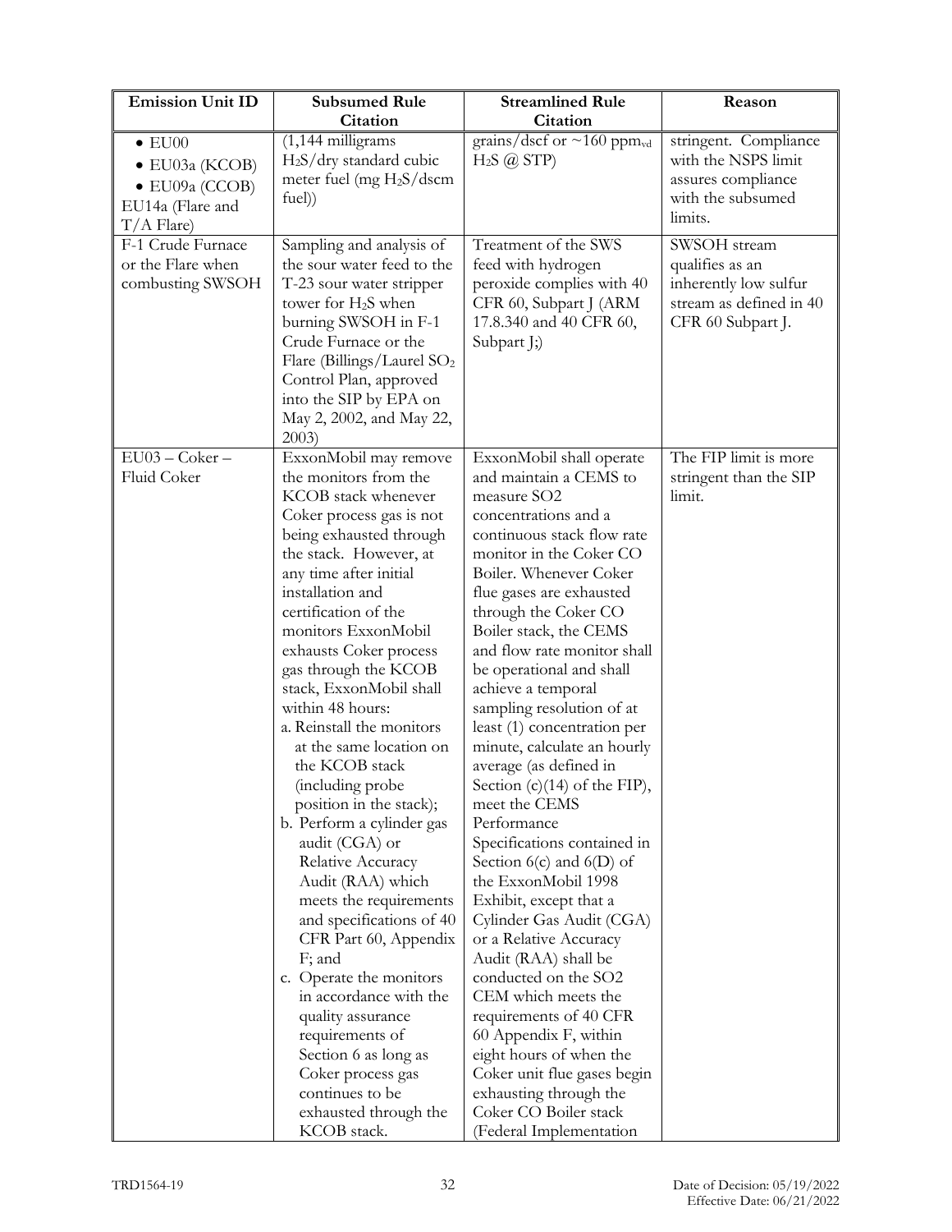| Emission Unit ID | Subsumed Rule Citation | Streamlined Rule Citation | Reason |
|---|---|---|---|
| • EU00 • EU03a (KCOB) • EU09a (CCOB) EU14a (Flare and T/A Flare) | (1,144 milligrams $H_2S$/dry standard cubic meter fuel (mg $H_2S$/dscm fuel)) | grains/dscf or ~160 $ppm_{vd}$ $H_2S$ @ STP) | stringent. Compliance with the NSPS limit assures compliance with the subsumed limits. |
| F-1 Crude Furnace or the Flare when combusting SWSOH | Sampling and analysis of the sour water feed to the T-23 sour water stripper tower for $H_2S$ when burning SWSOH in F-1 Crude Furnace or the Flare (Billings/Laurel $SO_2$ Control Plan, approved into the SIP by EPA on May 2, 2002, and May 22, 2003) | Treatment of the SWS feed with hydrogen peroxide complies with 40 CFR 60, Subpart J (ARM 17.8.340 and 40 CFR 60, Subpart J;) | SWSOH stream qualifies as an inherently low sulfur stream as defined in 40 CFR 60 Subpart J. |
| EU03 – Coker – Fluid Coker | ExxonMobil may remove the monitors from the KCOB stack whenever Coker process gas is not being exhausted through the stack. However, at any time after initial installation and certification of the monitors ExxonMobil exhausts Coker process gas through the KCOB stack, ExxonMobil shall within 48 hours:<br>a. Reinstall the monitors at the same location on the KCOB stack (including probe position in the stack);<br>b. Perform a cylinder gas audit (CGA) or Relative Accuracy Audit (RAA) which meets the requirements and specifications of 40 CFR Part 60, Appendix F; and<br>c. Operate the monitors in accordance with the quality assurance requirements of Section 6 as long as Coker process gas continues to be exhausted through the KCOB stack. | ExxonMobil shall operate and maintain a CEMS to measure SO2 concentrations and a continuous stack flow rate monitor in the Coker CO Boiler. Whenever Coker flue gases are exhausted through the Coker CO Boiler stack, the CEMS and flow rate monitor shall be operational and shall achieve a temporal sampling resolution of at least (1) concentration per minute, calculate an hourly average (as defined in Section (c)(14) of the FIP), meet the CEMS Performance Specifications contained in Section 6(c) and 6(D) of the ExxonMobil 1998 Exhibit, except that a Cylinder Gas Audit (CGA) or a Relative Accuracy Audit (RAA) shall be conducted on the SO2 CEM which meets the requirements of 40 CFR 60 Appendix F, within eight hours of when the Coker unit flue gases begin exhausting through the Coker CO Boiler stack (Federal Implementation | The FIP limit is more stringent than the SIP limit. |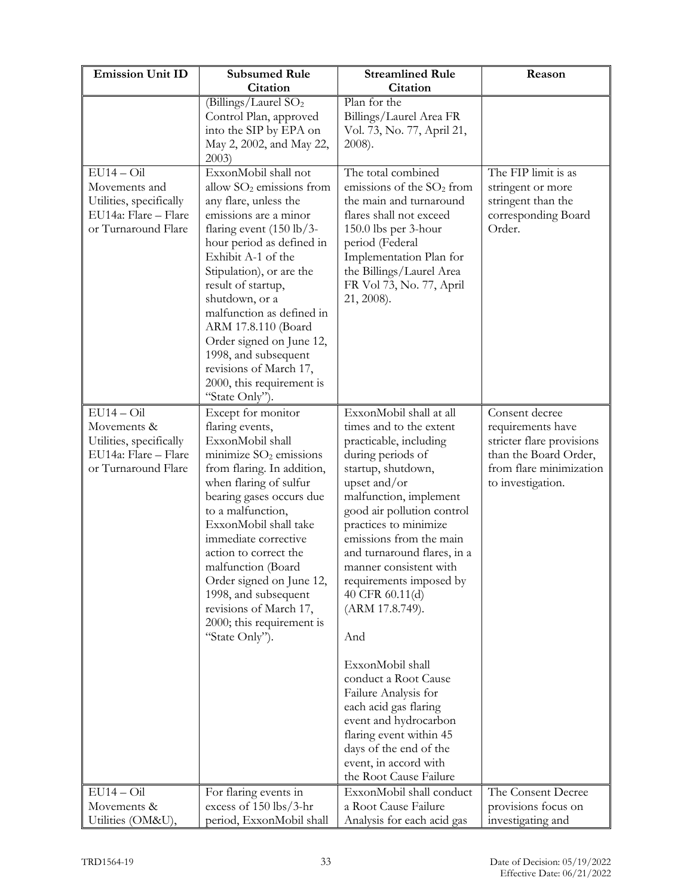| Emission Unit ID | Subsumed Rule Citation | Streamlined Rule Citation | Reason |
|---|---|---|---|
| | (Billings/Laurel $SO_2$ Control Plan, approved into the SIP by EPA on May 2, 2002, and May 22, 2003) | Plan for the Billings/Laurel Area FR Vol. 73, No. 77, April 21, 2008). | |
| EU14 – Oil Movements and Utilities, specifically EU14a: Flare – Flare or Turnaround Flare | ExxonMobil shall not allow $SO_2$ emissions from any flare, unless the emissions are a minor flaring event (150 lb/3-hour period as defined in Exhibit A-1 of the Stipulation), or are the result of startup, shutdown, or a malfunction as defined in ARM 17.8.110 (Board Order signed on June 12, 1998, and subsequent revisions of March 17, 2000, this requirement is "State Only"). | The total combined emissions of the $SO_2$ from the main and turnaround flares shall not exceed 150.0 lbs per 3-hour period (Federal Implementation Plan for the Billings/Laurel Area FR Vol 73, No. 77, April 21, 2008). | The FIP limit is as stringent or more stringent than the corresponding Board Order. |
| EU14 – Oil Movements & Utilities, specifically EU14a: Flare – Flare or Turnaround Flare | Except for monitor flaring events, ExxonMobil shall minimize $SO_2$ emissions from flaring. In addition, when flaring of sulfur bearing gases occurs due to a malfunction, ExxonMobil shall take immediate corrective action to correct the malfunction (Board Order signed on June 12, 1998, and subsequent revisions of March 17, 2000; this requirement is "State Only"). | ExxonMobil shall at all times and to the extent practicable, including during periods of startup, shutdown, upset and/or malfunction, implement good air pollution control practices to minimize emissions from the main and turnaround flares, in a manner consistent with requirements imposed by 40 CFR 60.11(d) (ARM 17.8.749).<br><br>And<br><br>ExxonMobil shall conduct a Root Cause Failure Analysis for each acid gas flaring event and hydrocarbon flaring event within 45 days of the end of the event, in accord with the Root Cause Failure | Consent decree requirements have stricter flare provisions than the Board Order, from flare minimization to investigation. |
| EU14 – Oil Movements & Utilities (OM&U), | For flaring events in excess of 150 lbs/3-hr period, ExxonMobil shall | ExxonMobil shall conduct a Root Cause Failure Analysis for each acid gas | The Consent Decree provisions focus on investigating and |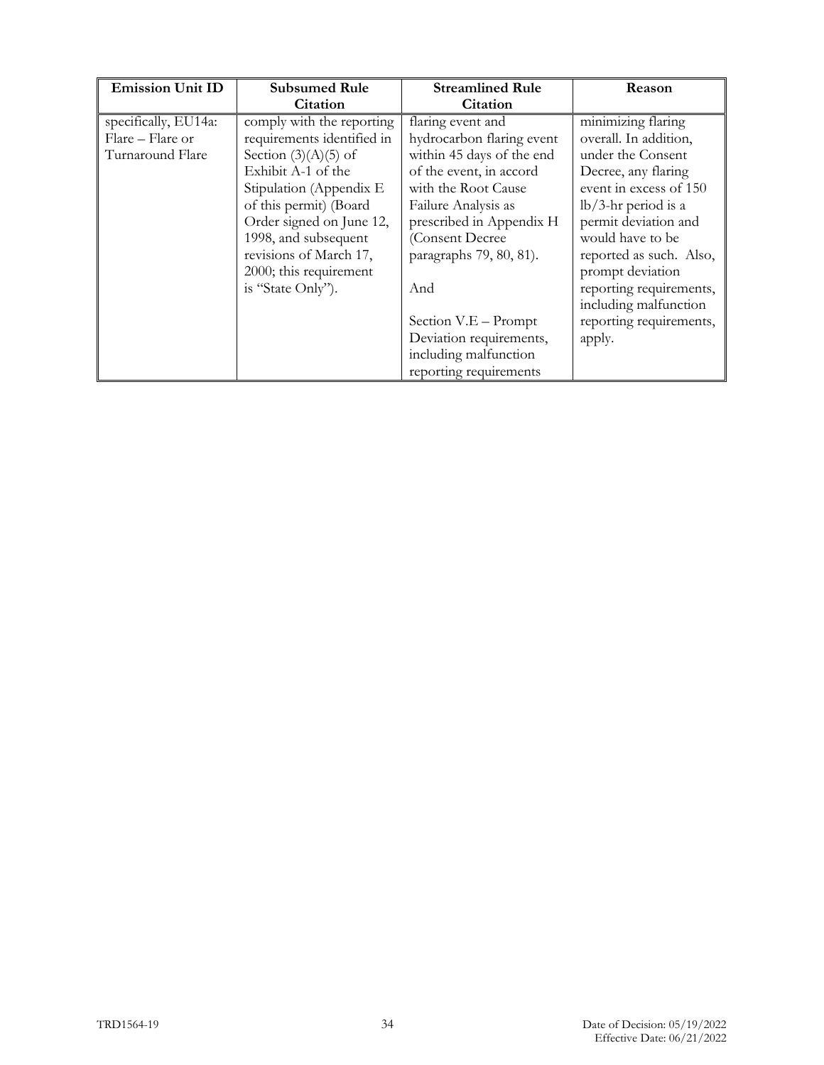| Emission Unit ID | Subsumed Rule Citation | Streamlined Rule Citation | Reason |
|---|---|---|---|
| specifically, EU14a: Flare – Flare or Turnaround Flare | comply with the reporting requirements identified in Section (3)(A)(5) of Exhibit A-1 of the Stipulation (Appendix E of this permit) (Board Order signed on June 12, 1998, and subsequent revisions of March 17, 2000; this requirement is "State Only"). | flaring event and hydrocarbon flaring event within 45 days of the end of the event, in accord with the Root Cause Failure Analysis as prescribed in Appendix H (Consent Decree paragraphs 79, 80, 81).<br><br>And<br><br>Section V.E – Prompt Deviation requirements, including malfunction reporting requirements | minimizing flaring overall. In addition, under the Consent Decree, any flaring event in excess of 150 lb/3-hr period is a permit deviation and would have to be reported as such. Also, prompt deviation reporting requirements, including malfunction reporting requirements, apply. |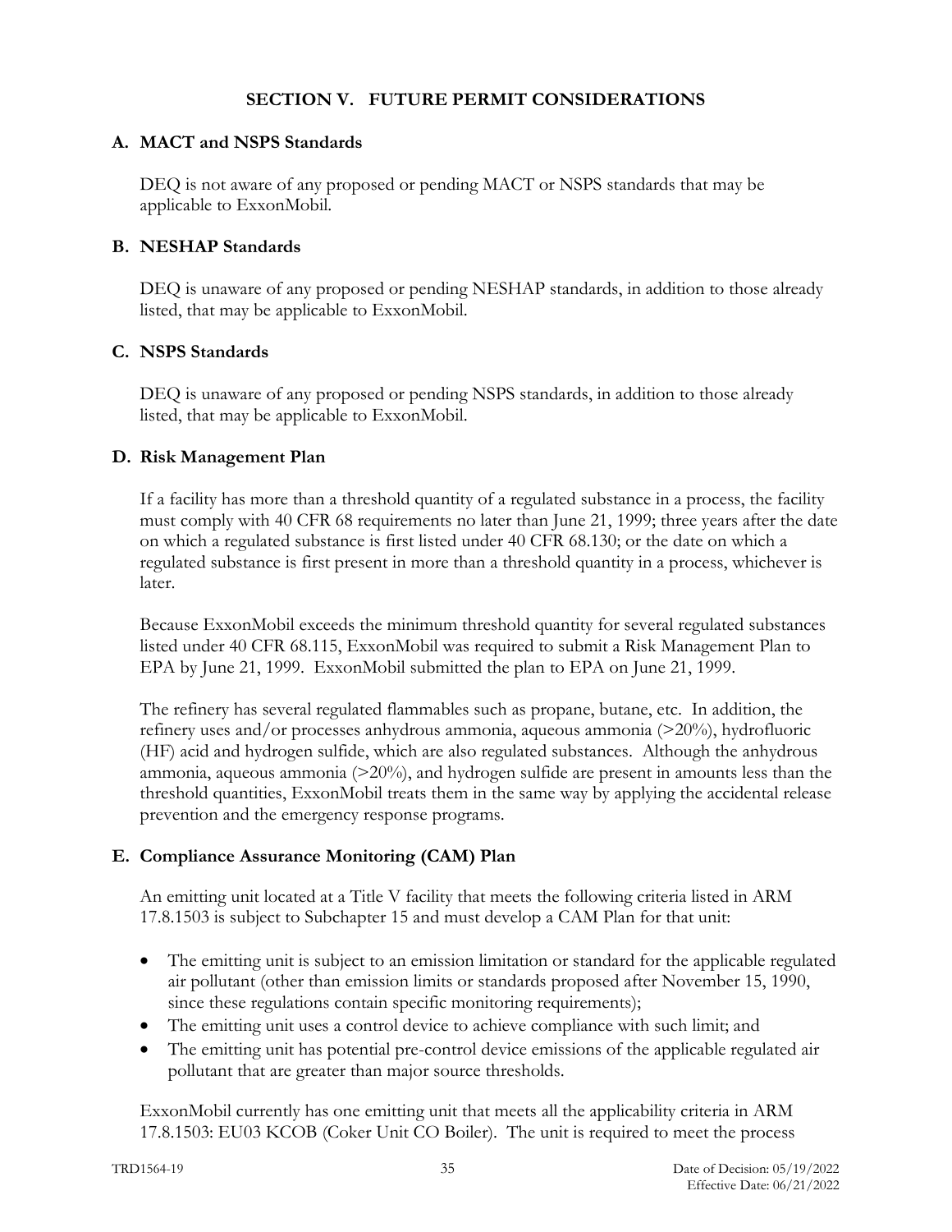## SECTION V. FUTURE PERMIT CONSIDERATIONS

### A. MACT and NSPS Standards

DEQ is not aware of any proposed or pending MACT or NSPS standards that may be applicable to ExxonMobil.

### B. NESHAP Standards

DEQ is unaware of any proposed or pending NESHAP standards, in addition to those already listed, that may be applicable to ExxonMobil.

### C. NSPS Standards

DEQ is unaware of any proposed or pending NSPS standards, in addition to those already listed, that may be applicable to ExxonMobil.

### D. Risk Management Plan

If a facility has more than a threshold quantity of a regulated substance in a process, the facility must comply with 40 CFR 68 requirements no later than June 21, 1999; three years after the date on which a regulated substance is first listed under 40 CFR 68.130; or the date on which a regulated substance is first present in more than a threshold quantity in a process, whichever is later.

Because ExxonMobil exceeds the minimum threshold quantity for several regulated substances listed under 40 CFR 68.115, ExxonMobil was required to submit a Risk Management Plan to EPA by June 21, 1999. ExxonMobil submitted the plan to EPA on June 21, 1999.

The refinery has several regulated flammables such as propane, butane, etc. In addition, the refinery uses and/or processes anhydrous ammonia, aqueous ammonia (>20%), hydrofluoric (HF) acid and hydrogen sulfide, which are also regulated substances. Although the anhydrous ammonia, aqueous ammonia (>20%), and hydrogen sulfide are present in amounts less than the threshold quantities, ExxonMobil treats them in the same way by applying the accidental release prevention and the emergency response programs.

### E. Compliance Assurance Monitoring (CAM) Plan

An emitting unit located at a Title V facility that meets the following criteria listed in ARM 17.8.1503 is subject to Subchapter 15 and must develop a CAM Plan for that unit:

- The emitting unit is subject to an emission limitation or standard for the applicable regulated air pollutant (other than emission limits or standards proposed after November 15, 1990, since these regulations contain specific monitoring requirements);
- The emitting unit uses a control device to achieve compliance with such limit; and
- The emitting unit has potential pre-control device emissions of the applicable regulated air pollutant that are greater than major source thresholds.

ExxonMobil currently has one emitting unit that meets all the applicability criteria in ARM 17.8.1503: EU03 KCOB (Coker Unit CO Boiler). The unit is required to meet the process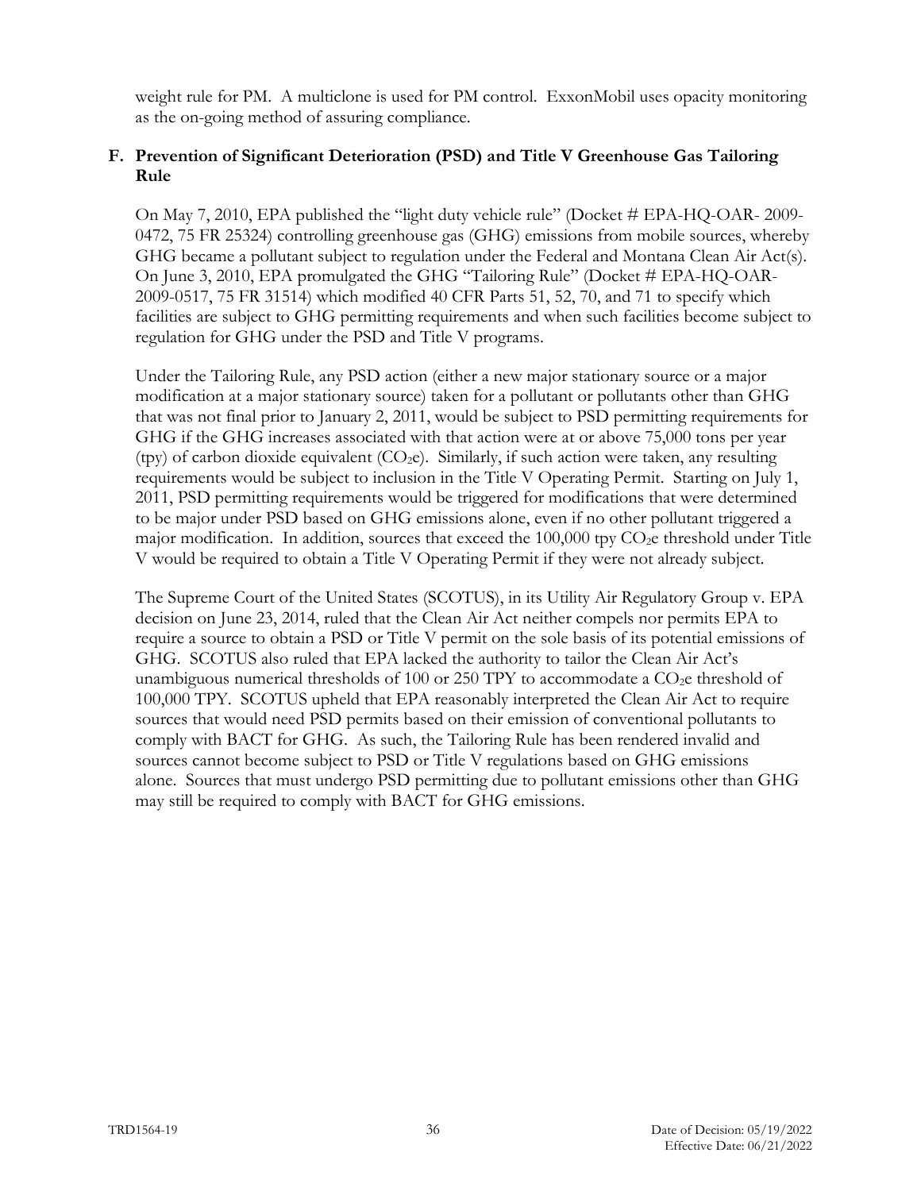weight rule for PM. A multiclone is used for PM control. ExxonMobil uses opacity monitoring as the on-going method of assuring compliance.

### F. Prevention of Significant Deterioration (PSD) and Title V Greenhouse Gas Tailoring Rule

On May 7, 2010, EPA published the "light duty vehicle rule" (Docket # EPA-HQ-OAR- 2009-0472, 75 FR 25324) controlling greenhouse gas (GHG) emissions from mobile sources, whereby GHG became a pollutant subject to regulation under the Federal and Montana Clean Air Act(s). On June 3, 2010, EPA promulgated the GHG "Tailoring Rule" (Docket # EPA-HQ-OAR-2009-0517, 75 FR 31514) which modified 40 CFR Parts 51, 52, 70, and 71 to specify which facilities are subject to GHG permitting requirements and when such facilities become subject to regulation for GHG under the PSD and Title V programs.

Under the Tailoring Rule, any PSD action (either a new major stationary source or a major modification at a major stationary source) taken for a pollutant or pollutants other than GHG that was not final prior to January 2, 2011, would be subject to PSD permitting requirements for GHG if the GHG increases associated with that action were at or above 75,000 tons per year (tpy) of carbon dioxide equivalent ($CO_2e$). Similarly, if such action were taken, any resulting requirements would be subject to inclusion in the Title V Operating Permit. Starting on July 1, 2011, PSD permitting requirements would be triggered for modifications that were determined to be major under PSD based on GHG emissions alone, even if no other pollutant triggered a major modification. In addition, sources that exceed the 100,000 tpy $CO_2e$ threshold under Title V would be required to obtain a Title V Operating Permit if they were not already subject.

The Supreme Court of the United States (SCOTUS), in its Utility Air Regulatory Group v. EPA decision on June 23, 2014, ruled that the Clean Air Act neither compels nor permits EPA to require a source to obtain a PSD or Title V permit on the sole basis of its potential emissions of GHG. SCOTUS also ruled that EPA lacked the authority to tailor the Clean Air Act's unambiguous numerical thresholds of 100 or 250 TPY to accommodate a $CO_2e$ threshold of 100,000 TPY. SCOTUS upheld that EPA reasonably interpreted the Clean Air Act to require sources that would need PSD permits based on their emission of conventional pollutants to comply with BACT for GHG. As such, the Tailoring Rule has been rendered invalid and sources cannot become subject to PSD or Title V regulations based on GHG emissions alone. Sources that must undergo PSD permitting due to pollutant emissions other than GHG may still be required to comply with BACT for GHG emissions.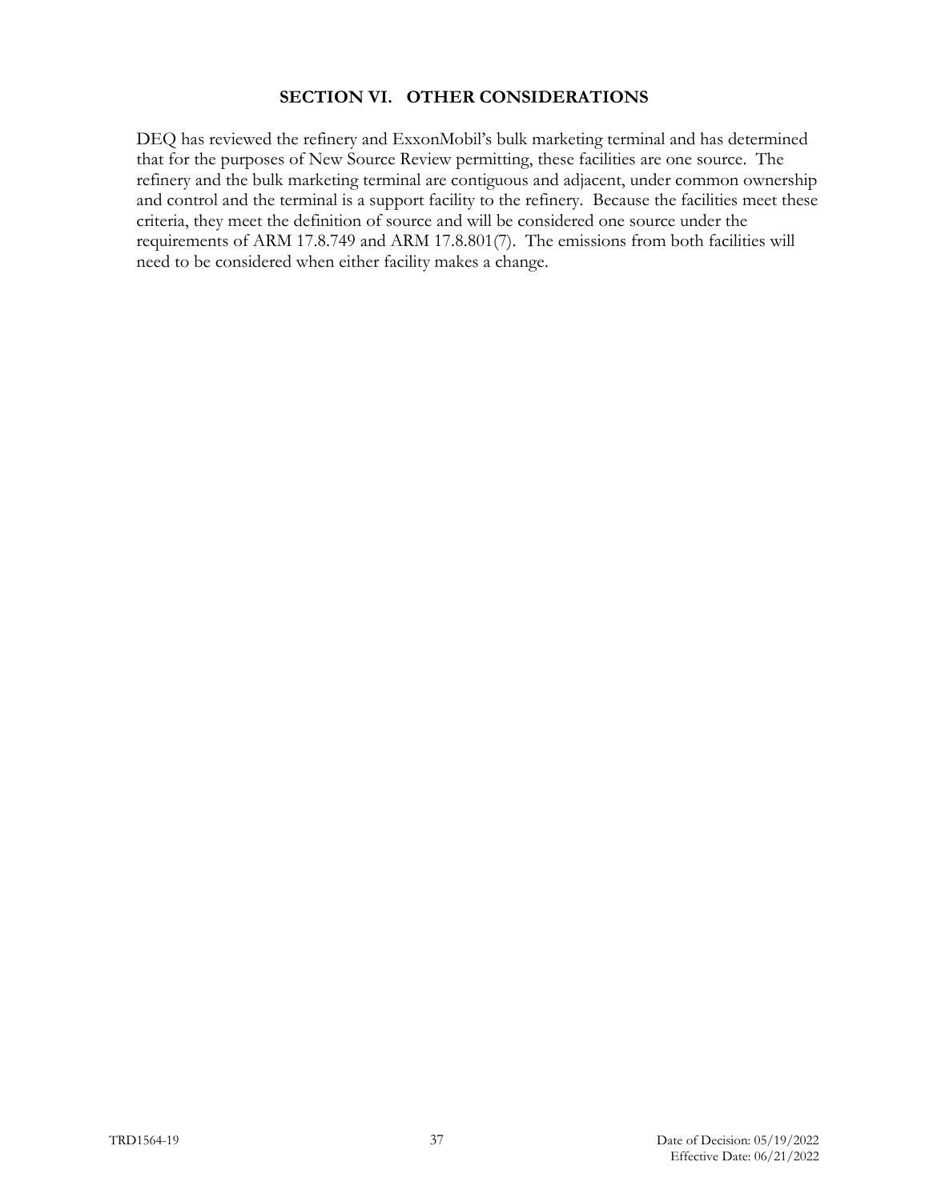## SECTION VI. OTHER CONSIDERATIONS

DEQ has reviewed the refinery and ExxonMobil's bulk marketing terminal and has determined that for the purposes of New Source Review permitting, these facilities are one source. The refinery and the bulk marketing terminal are contiguous and adjacent, under common ownership and control and the terminal is a support facility to the refinery. Because the facilities meet these criteria, they meet the definition of source and will be considered one source under the requirements of ARM 17.8.749 and ARM 17.8.801(7). The emissions from both facilities will need to be considered when either facility makes a change.